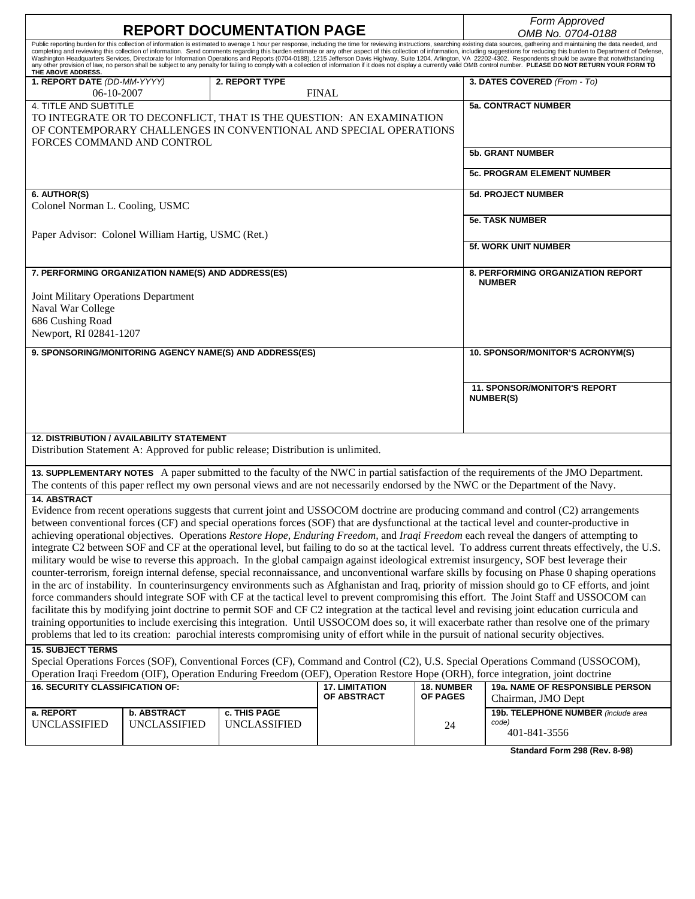# REPORT DOCUMENTATION PAGE

*Form Approved*
*OMB No. 0704-0188*

Public reporting burden for this collection of information is estimated to average 1 hour per response, including the time for reviewing instructions, searching existing data sources, gathering and maintaining the data needed, and completing and reviewing this collection of information. Send comments regarding this burden estimate or any other aspect of this collection of information, including suggestions for reducing this burden to Department of Defense, Washington Headquarters Services, Directorate for Information Operations and Reports (0704-0188), 1215 Jefferson Davis Highway, Suite 1204, Arlington, VA 22202-4302. Respondents should be aware that notwithstanding any other provision of law, no person shall be subject to any penalty for failing to comply with a collection of information if it does not display a currently valid OMB control number. **PLEASE DO NOT RETURN YOUR FORM TO THE ABOVE ADDRESS.**

**1. REPORT DATE** *(DD-MM-YYYY)*
06-10-2007

**2. REPORT TYPE**
FINAL

**3. DATES COVERED** *(From - To)*

**4. TITLE AND SUBTITLE**
TO INTEGRATE OR TO DECONFLICT, THAT IS THE QUESTION: AN EXAMINATION OF CONTEMPORARY CHALLENGES IN CONVENTIONAL AND SPECIAL OPERATIONS FORCES COMMAND AND CONTROL

**5a. CONTRACT NUMBER**

**5b. GRANT NUMBER**

**5c. PROGRAM ELEMENT NUMBER**

**6. AUTHOR(S)**
Colonel Norman L. Cooling, USMC

Paper Advisor: Colonel William Hartig, USMC (Ret.)

**5d. PROJECT NUMBER**

**5e. TASK NUMBER**

**5f. WORK UNIT NUMBER**

**7. PERFORMING ORGANIZATION NAME(S) AND ADDRESS(ES)**

Joint Military Operations Department
Naval War College
686 Cushing Road
Newport, RI 02841-1207

**8. PERFORMING ORGANIZATION REPORT NUMBER**

**9. SPONSORING/MONITORING AGENCY NAME(S) AND ADDRESS(ES)**

**10. SPONSOR/MONITOR'S ACRONYM(S)**

**11. SPONSOR/MONITOR'S REPORT NUMBER(S)**

**12. DISTRIBUTION / AVAILABILITY STATEMENT**
Distribution Statement A: Approved for public release; Distribution is unlimited.

**13. SUPPLEMENTARY NOTES** A paper submitted to the faculty of the NWC in partial satisfaction of the requirements of the JMO Department. The contents of this paper reflect my own personal views and are not necessarily endorsed by the NWC or the Department of the Navy.

**14. ABSTRACT**
Evidence from recent operations suggests that current joint and USSOCOM doctrine are producing command and control (C2) arrangements between conventional forces (CF) and special operations forces (SOF) that are dysfunctional at the tactical level and counter-productive in achieving operational objectives. Operations *Restore Hope, Enduring Freedom,* and *Iraqi Freedom* each reveal the dangers of attempting to integrate C2 between SOF and CF at the operational level, but failing to do so at the tactical level. To address current threats effectively, the U.S. military would be wise to reverse this approach. In the global campaign against ideological extremist insurgency, SOF best leverage their counter-terrorism, foreign internal defense, special reconnaissance, and unconventional warfare skills by focusing on Phase 0 shaping operations in the arc of instability. In counterinsurgency environments such as Afghanistan and Iraq, priority of mission should go to CF efforts, and joint force commanders should integrate SOF with CF at the tactical level to prevent compromising this effort. The Joint Staff and USSOCOM can facilitate this by modifying joint doctrine to permit SOF and CF C2 integration at the tactical level and revising joint education curricula and training opportunities to include exercising this integration. Until USSOCOM does so, it will exacerbate rather than resolve one of the primary problems that led to its creation: parochial interests compromising unity of effort while in the pursuit of national security objectives.

**15. SUBJECT TERMS**
Special Operations Forces (SOF), Conventional Forces (CF), Command and Control (C2), U.S. Special Operations Command (USSOCOM), Operation Iraqi Freedom (OIF), Operation Enduring Freedom (OEF), Operation Restore Hope (ORH), force integration, joint doctrine

| 16. SECURITY CLASSIFICATION OF: | | | 17. LIMITATION OF ABSTRACT | 18. NUMBER OF PAGES | 19a. NAME OF RESPONSIBLE PERSON |
|---|---|---|---|---|---|
| a. REPORT | b. ABSTRACT | c. THIS PAGE | | | Chairman, JMO Dept |
| UNCLASSIFIED | UNCLASSIFIED | UNCLASSIFIED | | 24 | 19b. TELEPHONE NUMBER *(include area code)* 401-841-3556 |

**Standard Form 298 (Rev. 8-98)**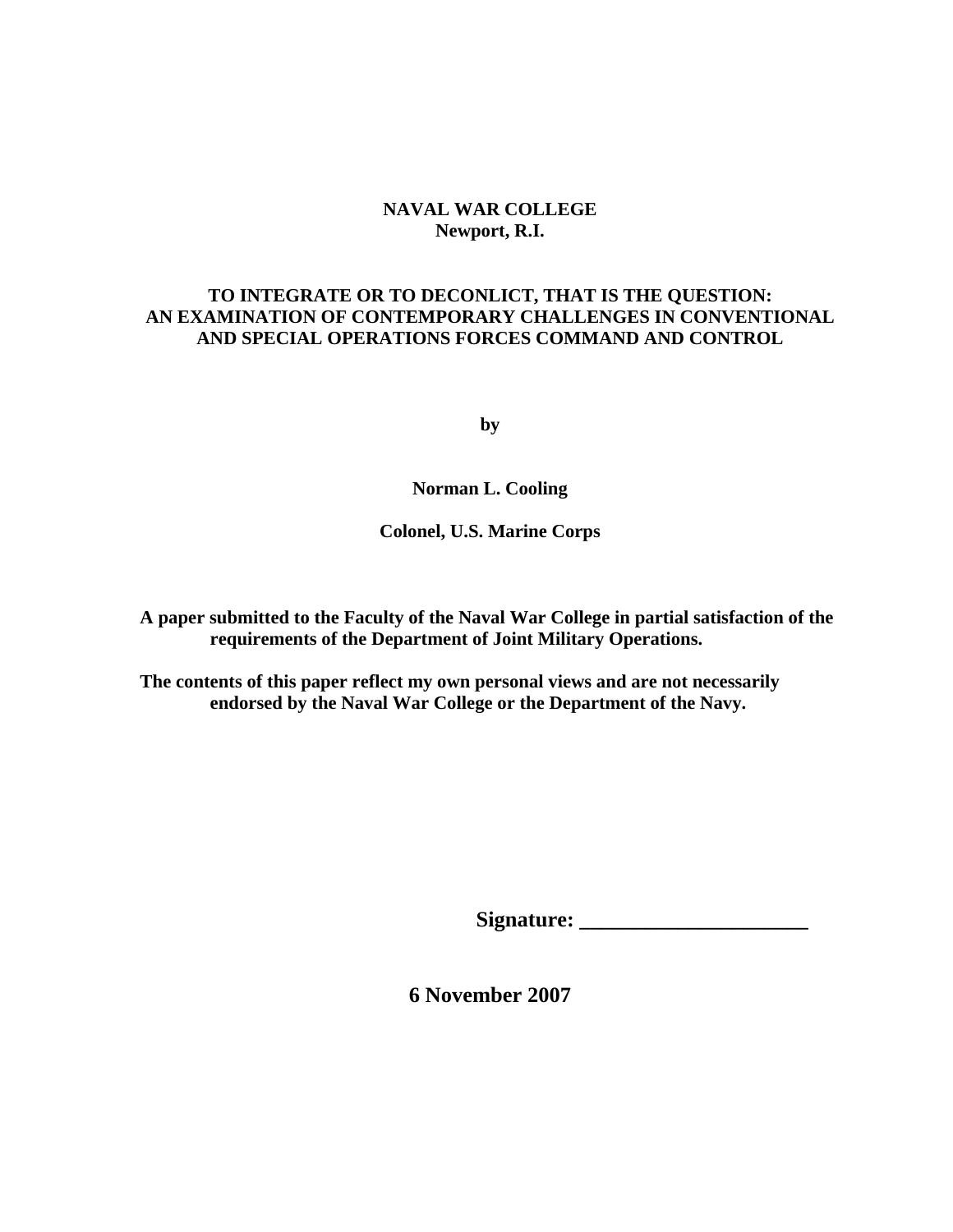**NAVAL WAR COLLEGE**
**Newport, R.I.**

**TO INTEGRATE OR TO DECONLICT, THAT IS THE QUESTION: AN EXAMINATION OF CONTEMPORARY CHALLENGES IN CONVENTIONAL AND SPECIAL OPERATIONS FORCES COMMAND AND CONTROL**

**by**

**Norman L. Cooling**

**Colonel, U.S. Marine Corps**

**A paper submitted to the Faculty of the Naval War College in partial satisfaction of the requirements of the Department of Joint Military Operations.**

**The contents of this paper reflect my own personal views and are not necessarily endorsed by the Naval War College or the Department of the Navy.**

**Signature: _____________________**

**6 November 2007**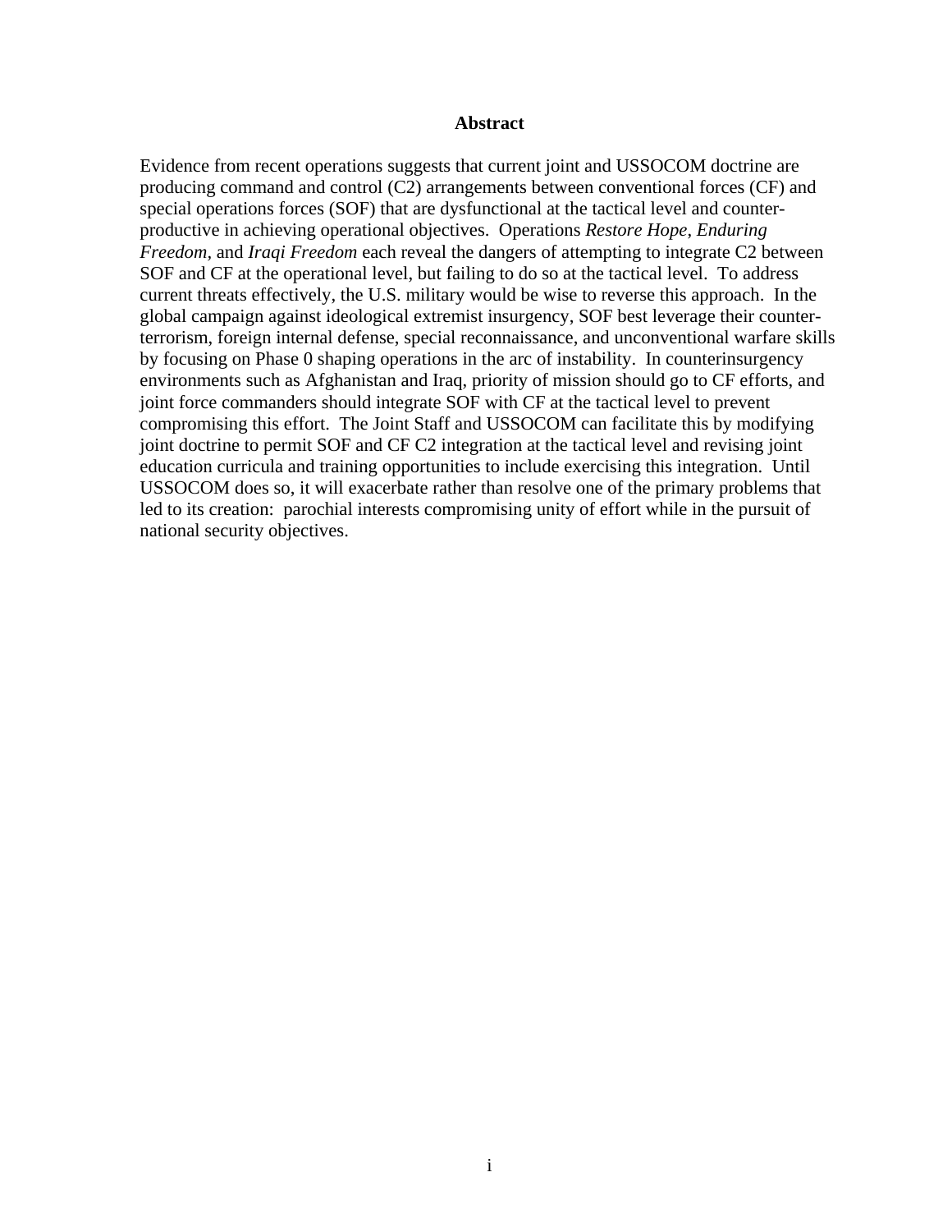# Abstract

Evidence from recent operations suggests that current joint and USSOCOM doctrine are producing command and control (C2) arrangements between conventional forces (CF) and special operations forces (SOF) that are dysfunctional at the tactical level and counter-productive in achieving operational objectives. Operations *Restore Hope*, *Enduring Freedom,* and *Iraqi Freedom* each reveal the dangers of attempting to integrate C2 between SOF and CF at the operational level, but failing to do so at the tactical level. To address current threats effectively, the U.S. military would be wise to reverse this approach. In the global campaign against ideological extremist insurgency, SOF best leverage their counter-terrorism, foreign internal defense, special reconnaissance, and unconventional warfare skills by focusing on Phase 0 shaping operations in the arc of instability. In counterinsurgency environments such as Afghanistan and Iraq, priority of mission should go to CF efforts, and joint force commanders should integrate SOF with CF at the tactical level to prevent compromising this effort. The Joint Staff and USSOCOM can facilitate this by modifying joint doctrine to permit SOF and CF C2 integration at the tactical level and revising joint education curricula and training opportunities to include exercising this integration. Until USSOCOM does so, it will exacerbate rather than resolve one of the primary problems that led to its creation: parochial interests compromising unity of effort while in the pursuit of national security objectives.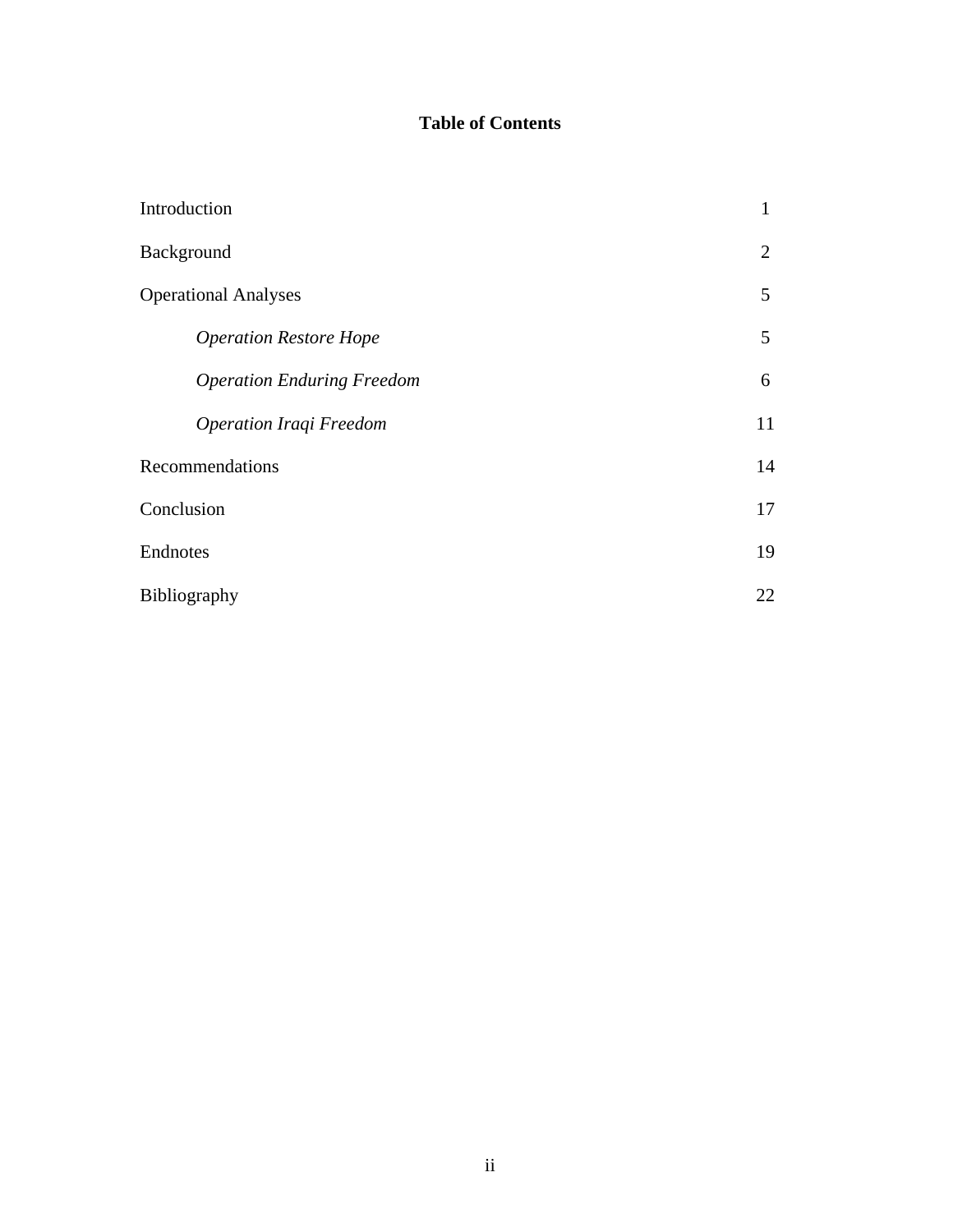**Table of Contents**

| | |
|---|---|
| Introduction | 1 |
| Background | 2 |
| Operational Analyses | 5 |
| *Operation Restore Hope* | 5 |
| *Operation Enduring Freedom* | 6 |
| *Operation Iraqi Freedom* | 11 |
| Recommendations | 14 |
| Conclusion | 17 |
| Endnotes | 19 |
| Bibliography | 22 |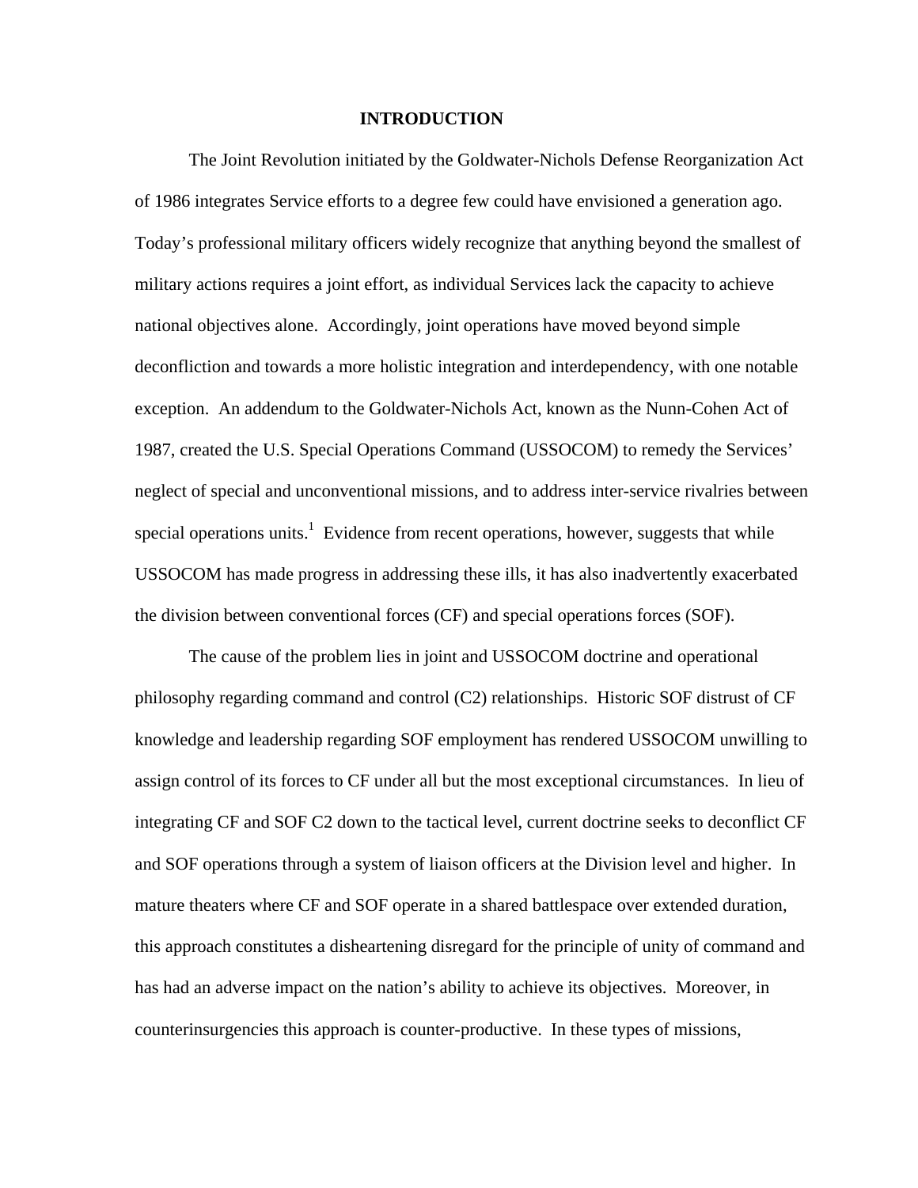# INTRODUCTION

The Joint Revolution initiated by the Goldwater-Nichols Defense Reorganization Act of 1986 integrates Service efforts to a degree few could have envisioned a generation ago. Today's professional military officers widely recognize that anything beyond the smallest of military actions requires a joint effort, as individual Services lack the capacity to achieve national objectives alone. Accordingly, joint operations have moved beyond simple deconfliction and towards a more holistic integration and interdependency, with one notable exception. An addendum to the Goldwater-Nichols Act, known as the Nunn-Cohen Act of 1987, created the U.S. Special Operations Command (USSOCOM) to remedy the Services' neglect of special and unconventional missions, and to address inter-service rivalries between special operations units.[1] Evidence from recent operations, however, suggests that while USSOCOM has made progress in addressing these ills, it has also inadvertently exacerbated the division between conventional forces (CF) and special operations forces (SOF).

The cause of the problem lies in joint and USSOCOM doctrine and operational philosophy regarding command and control (C2) relationships. Historic SOF distrust of CF knowledge and leadership regarding SOF employment has rendered USSOCOM unwilling to assign control of its forces to CF under all but the most exceptional circumstances. In lieu of integrating CF and SOF C2 down to the tactical level, current doctrine seeks to deconflict CF and SOF operations through a system of liaison officers at the Division level and higher. In mature theaters where CF and SOF operate in a shared battlespace over extended duration, this approach constitutes a disheartening disregard for the principle of unity of command and has had an adverse impact on the nation's ability to achieve its objectives. Moreover, in counterinsurgencies this approach is counter-productive. In these types of missions,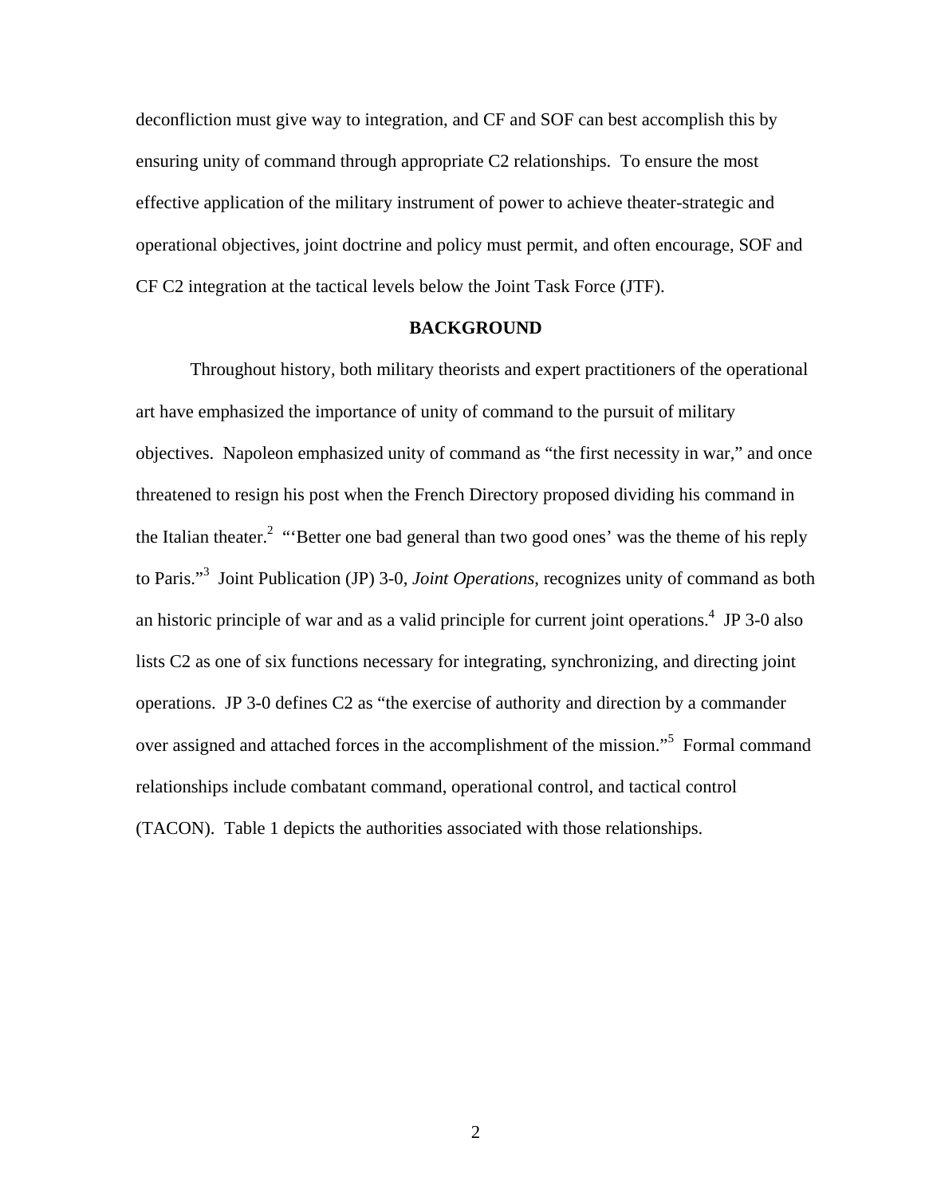deconfliction must give way to integration, and CF and SOF can best accomplish this by ensuring unity of command through appropriate C2 relationships. To ensure the most effective application of the military instrument of power to achieve theater-strategic and operational objectives, joint doctrine and policy must permit, and often encourage, SOF and CF C2 integration at the tactical levels below the Joint Task Force (JTF).

## BACKGROUND

Throughout history, both military theorists and expert practitioners of the operational art have emphasized the importance of unity of command to the pursuit of military objectives. Napoleon emphasized unity of command as "the first necessity in war," and once threatened to resign his post when the French Directory proposed dividing his command in the Italian theater.[2] "'Better one bad general than two good ones' was the theme of his reply to Paris."[3] Joint Publication (JP) 3-0, *Joint Operations*, recognizes unity of command as both an historic principle of war and as a valid principle for current joint operations.[4] JP 3-0 also lists C2 as one of six functions necessary for integrating, synchronizing, and directing joint operations. JP 3-0 defines C2 as "the exercise of authority and direction by a commander over assigned and attached forces in the accomplishment of the mission."[5] Formal command relationships include combatant command, operational control, and tactical control (TACON). Table 1 depicts the authorities associated with those relationships.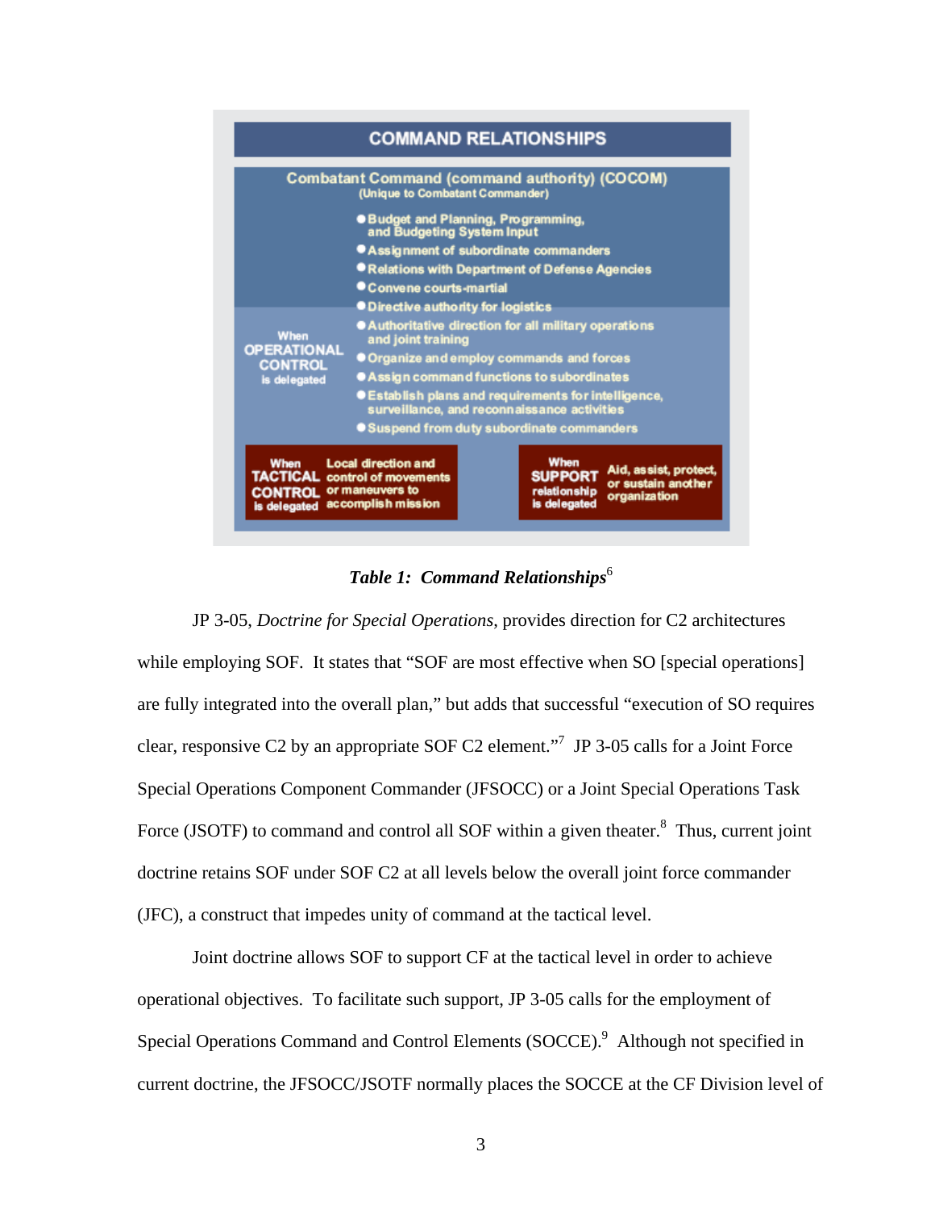**COMMAND RELATIONSHIPS**

**Combatant Command (command authority) (COCOM)**
(Unique to Combatant Commander)

- Budget and Planning, Programming, and Budgeting System Input
- Assignment of subordinate commanders
- Relations with Department of Defense Agencies
- Convene courts-martial
- Directive authority for logistics

**When OPERATIONAL CONTROL is delegated**

- Authoritative direction for all military operations and joint training
- Organize and employ commands and forces
- Assign command functions to subordinates
- Establish plans and requirements for intelligence, surveillance, and reconnaissance activities
- Suspend from duty subordinate commanders

| When TACTICAL CONTROL is delegated | Local direction and control of movements or maneuvers to accomplish mission |
|---|---|
| When SUPPORT relationship is delegated | Aid, assist, protect, or sustain another organization |

***Table 1: Command Relationships***[6]

JP 3-05, *Doctrine for Special Operations*, provides direction for C2 architectures while employing SOF. It states that "SOF are most effective when SO [special operations] are fully integrated into the overall plan," but adds that successful "execution of SO requires clear, responsive C2 by an appropriate SOF C2 element."[7] JP 3-05 calls for a Joint Force Special Operations Component Commander (JFSOCC) or a Joint Special Operations Task Force (JSOTF) to command and control all SOF within a given theater.[8] Thus, current joint doctrine retains SOF under SOF C2 at all levels below the overall joint force commander (JFC), a construct that impedes unity of command at the tactical level.

Joint doctrine allows SOF to support CF at the tactical level in order to achieve operational objectives. To facilitate such support, JP 3-05 calls for the employment of Special Operations Command and Control Elements (SOCCE).[9] Although not specified in current doctrine, the JFSOCC/JSOTF normally places the SOCCE at the CF Division level of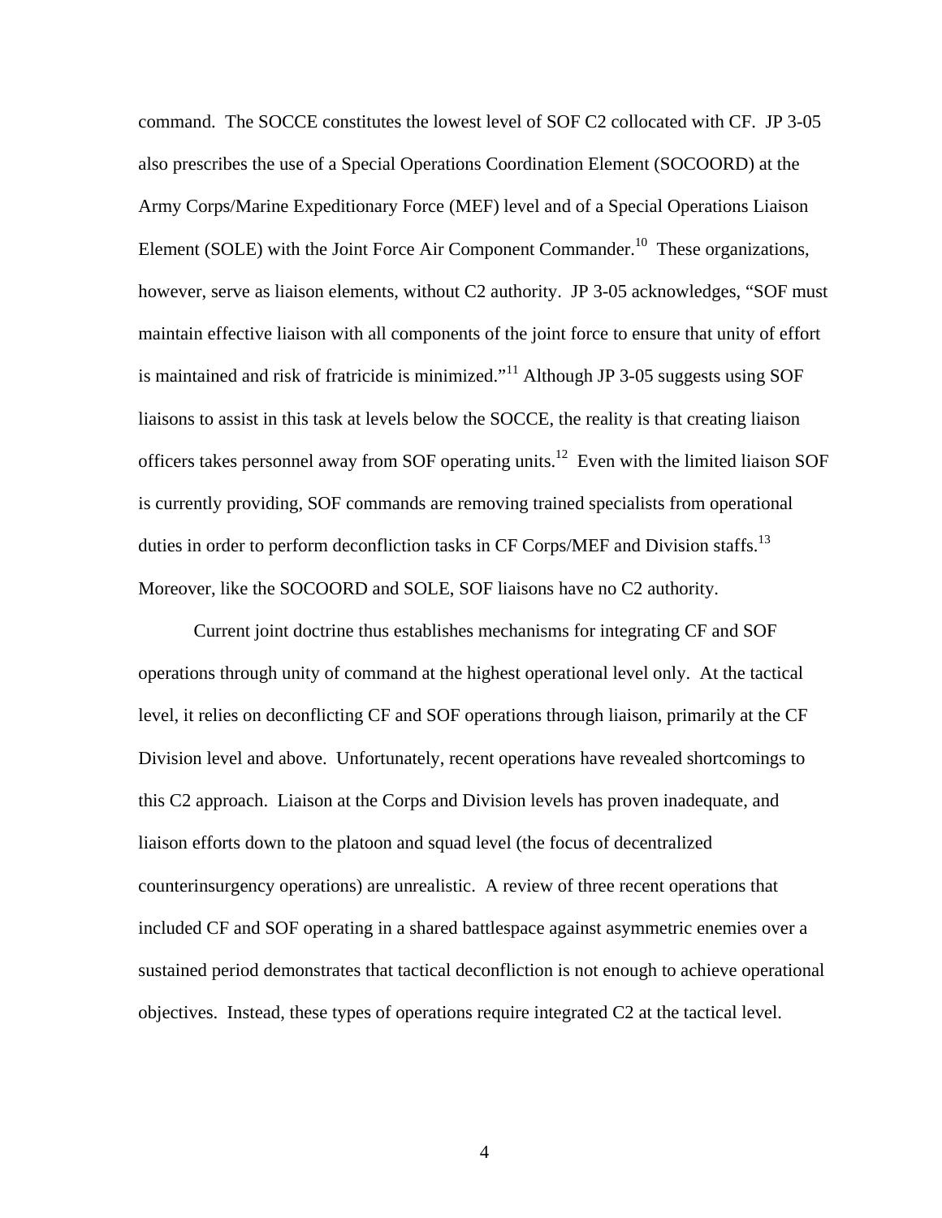command. The SOCCE constitutes the lowest level of SOF C2 collocated with CF. JP 3-05 also prescribes the use of a Special Operations Coordination Element (SOCOORD) at the Army Corps/Marine Expeditionary Force (MEF) level and of a Special Operations Liaison Element (SOLE) with the Joint Force Air Component Commander.[10] These organizations, however, serve as liaison elements, without C2 authority. JP 3-05 acknowledges, "SOF must maintain effective liaison with all components of the joint force to ensure that unity of effort is maintained and risk of fratricide is minimized."[11] Although JP 3-05 suggests using SOF liaisons to assist in this task at levels below the SOCCE, the reality is that creating liaison officers takes personnel away from SOF operating units.[12] Even with the limited liaison SOF is currently providing, SOF commands are removing trained specialists from operational duties in order to perform deconfliction tasks in CF Corps/MEF and Division staffs.[13] Moreover, like the SOCOORD and SOLE, SOF liaisons have no C2 authority.

Current joint doctrine thus establishes mechanisms for integrating CF and SOF operations through unity of command at the highest operational level only. At the tactical level, it relies on deconflicting CF and SOF operations through liaison, primarily at the CF Division level and above. Unfortunately, recent operations have revealed shortcomings to this C2 approach. Liaison at the Corps and Division levels has proven inadequate, and liaison efforts down to the platoon and squad level (the focus of decentralized counterinsurgency operations) are unrealistic. A review of three recent operations that included CF and SOF operating in a shared battlespace against asymmetric enemies over a sustained period demonstrates that tactical deconfliction is not enough to achieve operational objectives. Instead, these types of operations require integrated C2 at the tactical level.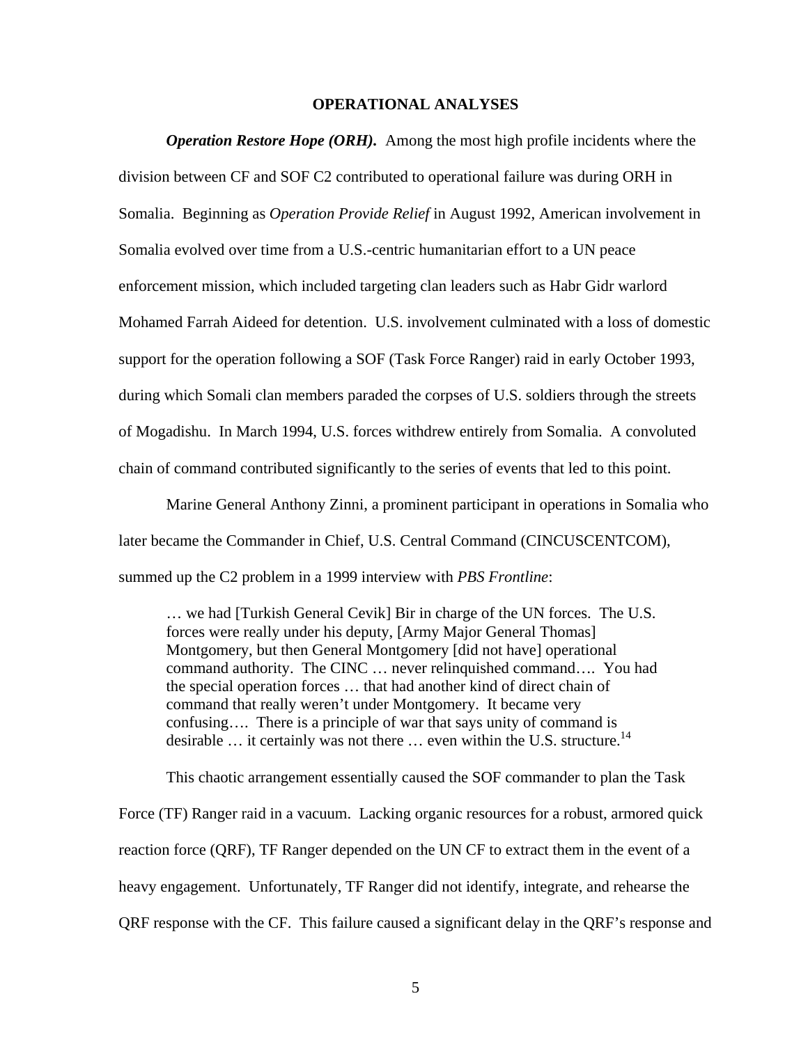## OPERATIONAL ANALYSES

***Operation Restore Hope (ORH).*** Among the most high profile incidents where the division between CF and SOF C2 contributed to operational failure was during ORH in Somalia. Beginning as *Operation Provide Relief* in August 1992, American involvement in Somalia evolved over time from a U.S.-centric humanitarian effort to a UN peace enforcement mission, which included targeting clan leaders such as Habr Gidr warlord Mohamed Farrah Aideed for detention. U.S. involvement culminated with a loss of domestic support for the operation following a SOF (Task Force Ranger) raid in early October 1993, during which Somali clan members paraded the corpses of U.S. soldiers through the streets of Mogadishu. In March 1994, U.S. forces withdrew entirely from Somalia. A convoluted chain of command contributed significantly to the series of events that led to this point.

Marine General Anthony Zinni, a prominent participant in operations in Somalia who later became the Commander in Chief, U.S. Central Command (CINCUSCENTCOM), summed up the C2 problem in a 1999 interview with *PBS Frontline*:

> … we had [Turkish General Cevik] Bir in charge of the UN forces. The U.S. forces were really under his deputy, [Army Major General Thomas] Montgomery, but then General Montgomery [did not have] operational command authority. The CINC … never relinquished command…. You had the special operation forces … that had another kind of direct chain of command that really weren't under Montgomery. It became very confusing…. There is a principle of war that says unity of command is desirable … it certainly was not there … even within the U.S. structure.[14]

This chaotic arrangement essentially caused the SOF commander to plan the Task Force (TF) Ranger raid in a vacuum. Lacking organic resources for a robust, armored quick reaction force (QRF), TF Ranger depended on the UN CF to extract them in the event of a heavy engagement. Unfortunately, TF Ranger did not identify, integrate, and rehearse the QRF response with the CF. This failure caused a significant delay in the QRF's response and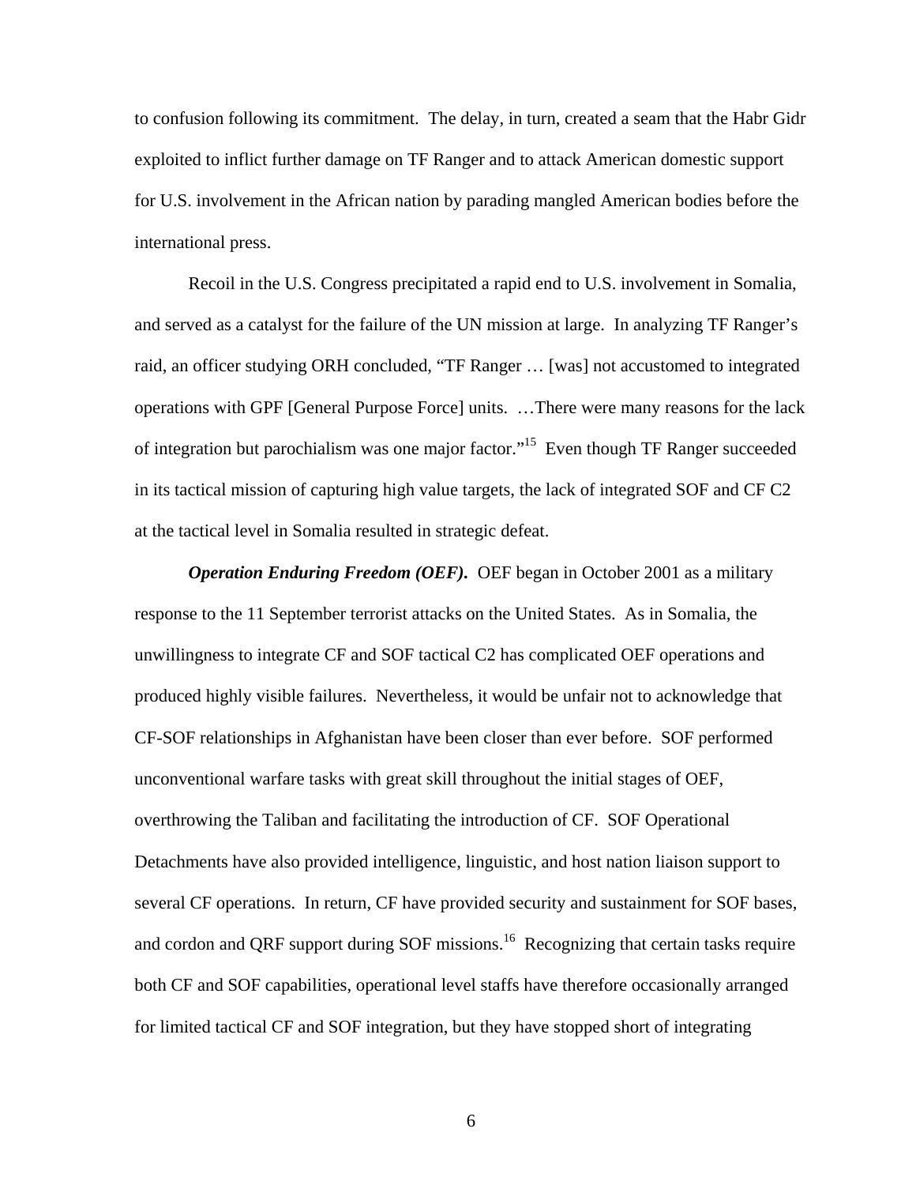to confusion following its commitment. The delay, in turn, created a seam that the Habr Gidr exploited to inflict further damage on TF Ranger and to attack American domestic support for U.S. involvement in the African nation by parading mangled American bodies before the international press.

Recoil in the U.S. Congress precipitated a rapid end to U.S. involvement in Somalia, and served as a catalyst for the failure of the UN mission at large. In analyzing TF Ranger's raid, an officer studying ORH concluded, "TF Ranger … [was] not accustomed to integrated operations with GPF [General Purpose Force] units. …There were many reasons for the lack of integration but parochialism was one major factor."[15] Even though TF Ranger succeeded in its tactical mission of capturing high value targets, the lack of integrated SOF and CF C2 at the tactical level in Somalia resulted in strategic defeat.

***Operation Enduring Freedom (OEF).*** OEF began in October 2001 as a military response to the 11 September terrorist attacks on the United States. As in Somalia, the unwillingness to integrate CF and SOF tactical C2 has complicated OEF operations and produced highly visible failures. Nevertheless, it would be unfair not to acknowledge that CF-SOF relationships in Afghanistan have been closer than ever before. SOF performed unconventional warfare tasks with great skill throughout the initial stages of OEF, overthrowing the Taliban and facilitating the introduction of CF. SOF Operational Detachments have also provided intelligence, linguistic, and host nation liaison support to several CF operations. In return, CF have provided security and sustainment for SOF bases, and cordon and QRF support during SOF missions.[16] Recognizing that certain tasks require both CF and SOF capabilities, operational level staffs have therefore occasionally arranged for limited tactical CF and SOF integration, but they have stopped short of integrating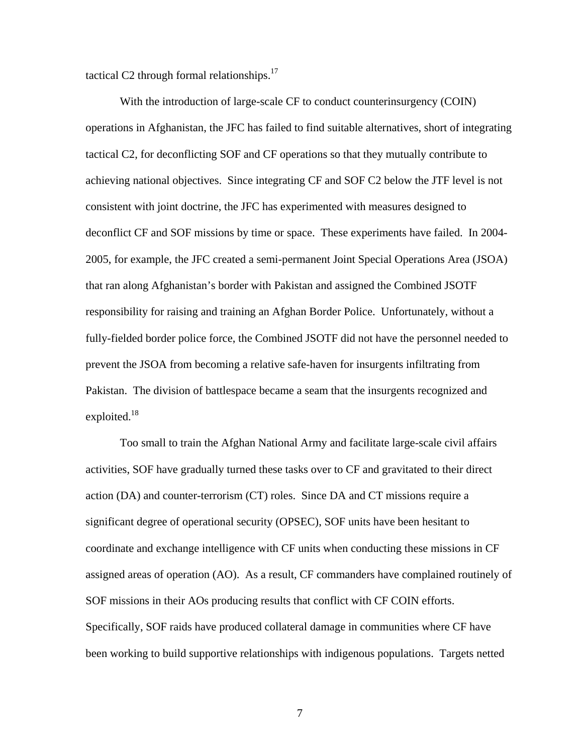tactical C2 through formal relationships.[17]

With the introduction of large-scale CF to conduct counterinsurgency (COIN) operations in Afghanistan, the JFC has failed to find suitable alternatives, short of integrating tactical C2, for deconflicting SOF and CF operations so that they mutually contribute to achieving national objectives. Since integrating CF and SOF C2 below the JTF level is not consistent with joint doctrine, the JFC has experimented with measures designed to deconflict CF and SOF missions by time or space. These experiments have failed. In 2004-2005, for example, the JFC created a semi-permanent Joint Special Operations Area (JSOA) that ran along Afghanistan's border with Pakistan and assigned the Combined JSOTF responsibility for raising and training an Afghan Border Police. Unfortunately, without a fully-fielded border police force, the Combined JSOTF did not have the personnel needed to prevent the JSOA from becoming a relative safe-haven for insurgents infiltrating from Pakistan. The division of battlespace became a seam that the insurgents recognized and exploited.[18]

Too small to train the Afghan National Army and facilitate large-scale civil affairs activities, SOF have gradually turned these tasks over to CF and gravitated to their direct action (DA) and counter-terrorism (CT) roles. Since DA and CT missions require a significant degree of operational security (OPSEC), SOF units have been hesitant to coordinate and exchange intelligence with CF units when conducting these missions in CF assigned areas of operation (AO). As a result, CF commanders have complained routinely of SOF missions in their AOs producing results that conflict with CF COIN efforts. Specifically, SOF raids have produced collateral damage in communities where CF have been working to build supportive relationships with indigenous populations. Targets netted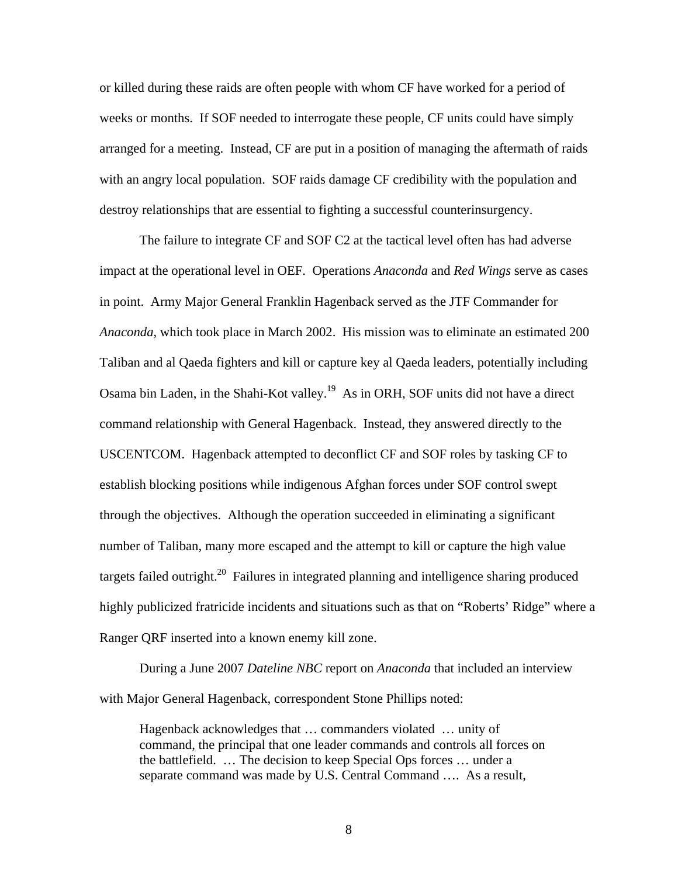or killed during these raids are often people with whom CF have worked for a period of weeks or months. If SOF needed to interrogate these people, CF units could have simply arranged for a meeting. Instead, CF are put in a position of managing the aftermath of raids with an angry local population. SOF raids damage CF credibility with the population and destroy relationships that are essential to fighting a successful counterinsurgency.

The failure to integrate CF and SOF C2 at the tactical level often has had adverse impact at the operational level in OEF. Operations *Anaconda* and *Red Wings* serve as cases in point. Army Major General Franklin Hagenback served as the JTF Commander for *Anaconda*, which took place in March 2002. His mission was to eliminate an estimated 200 Taliban and al Qaeda fighters and kill or capture key al Qaeda leaders, potentially including Osama bin Laden, in the Shahi-Kot valley.[19] As in ORH, SOF units did not have a direct command relationship with General Hagenback. Instead, they answered directly to the USCENTCOM. Hagenback attempted to deconflict CF and SOF roles by tasking CF to establish blocking positions while indigenous Afghan forces under SOF control swept through the objectives. Although the operation succeeded in eliminating a significant number of Taliban, many more escaped and the attempt to kill or capture the high value targets failed outright.[20] Failures in integrated planning and intelligence sharing produced highly publicized fratricide incidents and situations such as that on "Roberts' Ridge" where a Ranger QRF inserted into a known enemy kill zone.

During a June 2007 *Dateline NBC* report on *Anaconda* that included an interview with Major General Hagenback, correspondent Stone Phillips noted:

> Hagenback acknowledges that … commanders violated … unity of command, the principal that one leader commands and controls all forces on the battlefield. … The decision to keep Special Ops forces … under a separate command was made by U.S. Central Command …. As a result,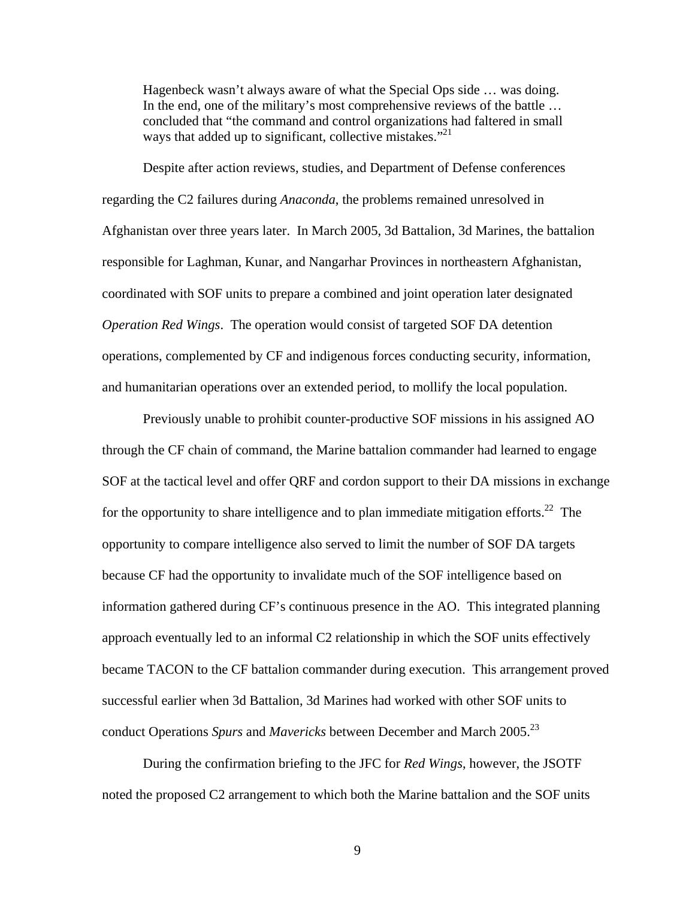> Hagenbeck wasn't always aware of what the Special Ops side … was doing. In the end, one of the military's most comprehensive reviews of the battle … concluded that "the command and control organizations had faltered in small ways that added up to significant, collective mistakes."[21]

Despite after action reviews, studies, and Department of Defense conferences regarding the C2 failures during *Anaconda*, the problems remained unresolved in Afghanistan over three years later. In March 2005, 3d Battalion, 3d Marines, the battalion responsible for Laghman, Kunar, and Nangarhar Provinces in northeastern Afghanistan, coordinated with SOF units to prepare a combined and joint operation later designated *Operation Red Wings*. The operation would consist of targeted SOF DA detention operations, complemented by CF and indigenous forces conducting security, information, and humanitarian operations over an extended period, to mollify the local population.

Previously unable to prohibit counter-productive SOF missions in his assigned AO through the CF chain of command, the Marine battalion commander had learned to engage SOF at the tactical level and offer QRF and cordon support to their DA missions in exchange for the opportunity to share intelligence and to plan immediate mitigation efforts.[22] The opportunity to compare intelligence also served to limit the number of SOF DA targets because CF had the opportunity to invalidate much of the SOF intelligence based on information gathered during CF's continuous presence in the AO. This integrated planning approach eventually led to an informal C2 relationship in which the SOF units effectively became TACON to the CF battalion commander during execution. This arrangement proved successful earlier when 3d Battalion, 3d Marines had worked with other SOF units to conduct Operations *Spurs* and *Mavericks* between December and March 2005.[23]

During the confirmation briefing to the JFC for *Red Wings*, however, the JSOTF noted the proposed C2 arrangement to which both the Marine battalion and the SOF units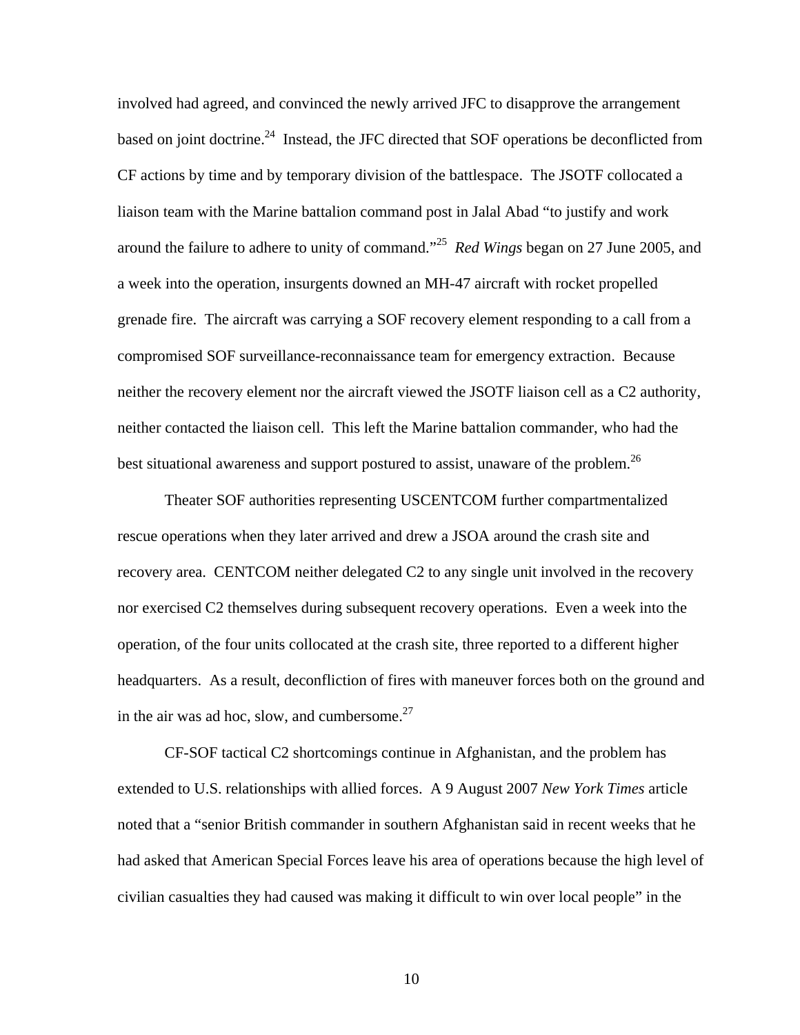involved had agreed, and convinced the newly arrived JFC to disapprove the arrangement based on joint doctrine.[24] Instead, the JFC directed that SOF operations be deconflicted from CF actions by time and by temporary division of the battlespace. The JSOTF collocated a liaison team with the Marine battalion command post in Jalal Abad "to justify and work around the failure to adhere to unity of command."[25] *Red Wings* began on 27 June 2005, and a week into the operation, insurgents downed an MH-47 aircraft with rocket propelled grenade fire. The aircraft was carrying a SOF recovery element responding to a call from a compromised SOF surveillance-reconnaissance team for emergency extraction. Because neither the recovery element nor the aircraft viewed the JSOTF liaison cell as a C2 authority, neither contacted the liaison cell. This left the Marine battalion commander, who had the best situational awareness and support postured to assist, unaware of the problem.[26]

Theater SOF authorities representing USCENTCOM further compartmentalized rescue operations when they later arrived and drew a JSOA around the crash site and recovery area. CENTCOM neither delegated C2 to any single unit involved in the recovery nor exercised C2 themselves during subsequent recovery operations. Even a week into the operation, of the four units collocated at the crash site, three reported to a different higher headquarters. As a result, deconfliction of fires with maneuver forces both on the ground and in the air was ad hoc, slow, and cumbersome.[27]

CF-SOF tactical C2 shortcomings continue in Afghanistan, and the problem has extended to U.S. relationships with allied forces. A 9 August 2007 *New York Times* article noted that a "senior British commander in southern Afghanistan said in recent weeks that he had asked that American Special Forces leave his area of operations because the high level of civilian casualties they had caused was making it difficult to win over local people" in the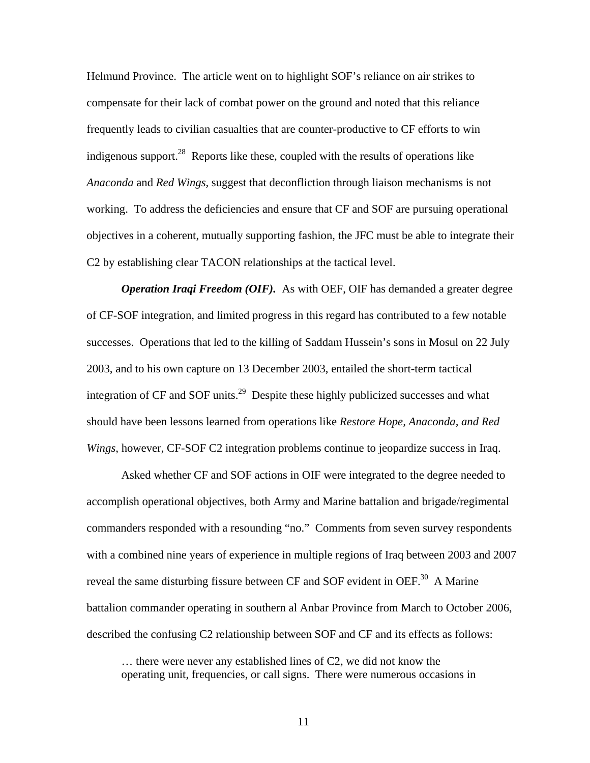Helmund Province. The article went on to highlight SOF's reliance on air strikes to compensate for their lack of combat power on the ground and noted that this reliance frequently leads to civilian casualties that are counter-productive to CF efforts to win indigenous support.[28] Reports like these, coupled with the results of operations like *Anaconda* and *Red Wings*, suggest that deconfliction through liaison mechanisms is not working. To address the deficiencies and ensure that CF and SOF are pursuing operational objectives in a coherent, mutually supporting fashion, the JFC must be able to integrate their C2 by establishing clear TACON relationships at the tactical level.

***Operation Iraqi Freedom (OIF).*** As with OEF, OIF has demanded a greater degree of CF-SOF integration, and limited progress in this regard has contributed to a few notable successes. Operations that led to the killing of Saddam Hussein's sons in Mosul on 22 July 2003, and to his own capture on 13 December 2003, entailed the short-term tactical integration of CF and SOF units.[29] Despite these highly publicized successes and what should have been lessons learned from operations like *Restore Hope, Anaconda, and Red Wings*, however, CF-SOF C2 integration problems continue to jeopardize success in Iraq.

Asked whether CF and SOF actions in OIF were integrated to the degree needed to accomplish operational objectives, both Army and Marine battalion and brigade/regimental commanders responded with a resounding "no." Comments from seven survey respondents with a combined nine years of experience in multiple regions of Iraq between 2003 and 2007 reveal the same disturbing fissure between CF and SOF evident in OEF.[30] A Marine battalion commander operating in southern al Anbar Province from March to October 2006, described the confusing C2 relationship between SOF and CF and its effects as follows:

> … there were never any established lines of C2, we did not know the operating unit, frequencies, or call signs. There were numerous occasions in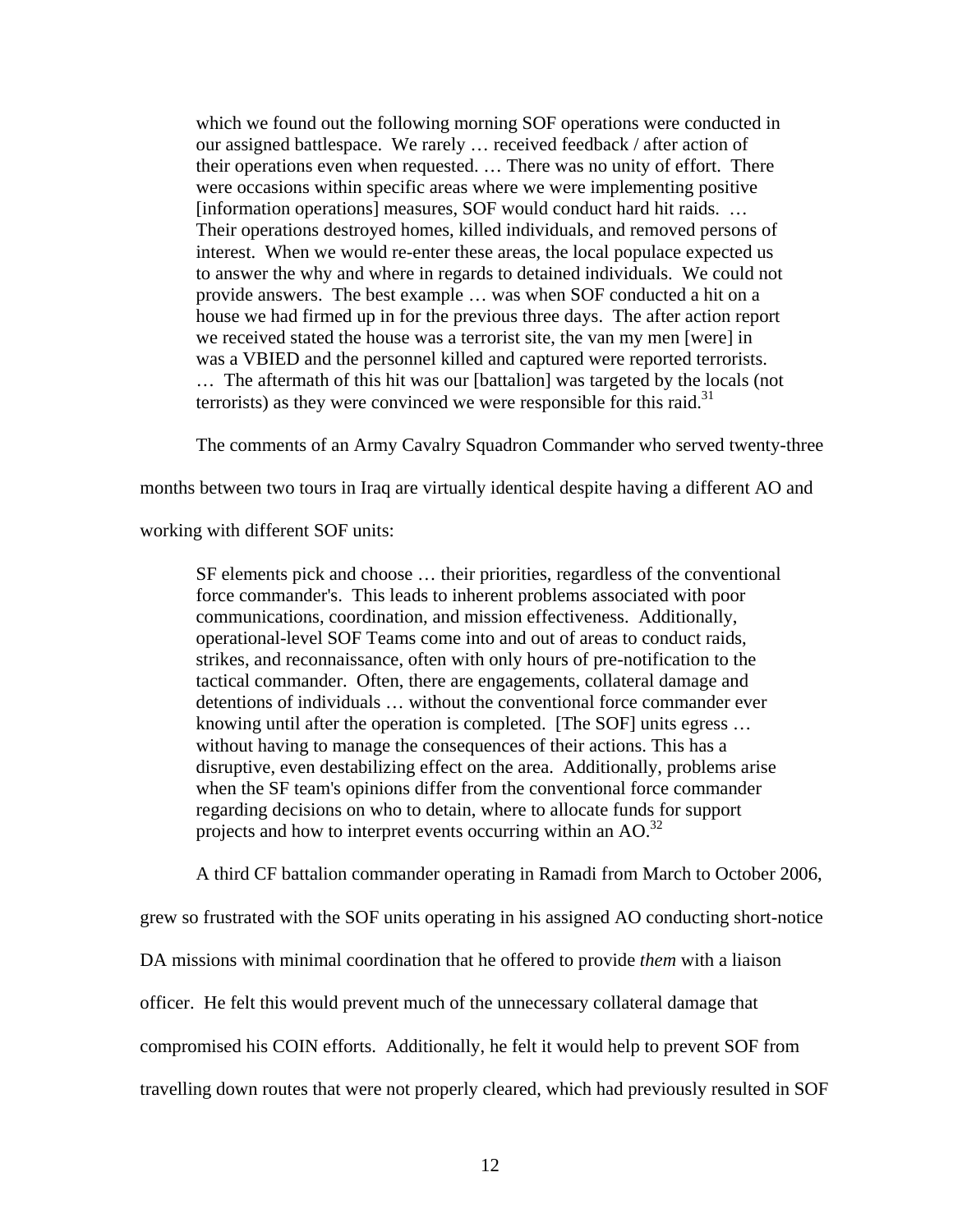> which we found out the following morning SOF operations were conducted in our assigned battlespace. We rarely … received feedback / after action of their operations even when requested. … There was no unity of effort. There were occasions within specific areas where we were implementing positive [information operations] measures, SOF would conduct hard hit raids. … Their operations destroyed homes, killed individuals, and removed persons of interest. When we would re-enter these areas, the local populace expected us to answer the why and where in regards to detained individuals. We could not provide answers. The best example … was when SOF conducted a hit on a house we had firmed up in for the previous three days. The after action report we received stated the house was a terrorist site, the van my men [were] in was a VBIED and the personnel killed and captured were reported terrorists. … The aftermath of this hit was our [battalion] was targeted by the locals (not terrorists) as they were convinced we were responsible for this raid.[31]

The comments of an Army Cavalry Squadron Commander who served twenty-three months between two tours in Iraq are virtually identical despite having a different AO and working with different SOF units:

> SF elements pick and choose … their priorities, regardless of the conventional force commander's. This leads to inherent problems associated with poor communications, coordination, and mission effectiveness. Additionally, operational-level SOF Teams come into and out of areas to conduct raids, strikes, and reconnaissance, often with only hours of pre-notification to the tactical commander. Often, there are engagements, collateral damage and detentions of individuals … without the conventional force commander ever knowing until after the operation is completed. [The SOF] units egress … without having to manage the consequences of their actions. This has a disruptive, even destabilizing effect on the area. Additionally, problems arise when the SF team's opinions differ from the conventional force commander regarding decisions on who to detain, where to allocate funds for support projects and how to interpret events occurring within an AO.[32]

A third CF battalion commander operating in Ramadi from March to October 2006, grew so frustrated with the SOF units operating in his assigned AO conducting short-notice DA missions with minimal coordination that he offered to provide *them* with a liaison officer. He felt this would prevent much of the unnecessary collateral damage that compromised his COIN efforts. Additionally, he felt it would help to prevent SOF from travelling down routes that were not properly cleared, which had previously resulted in SOF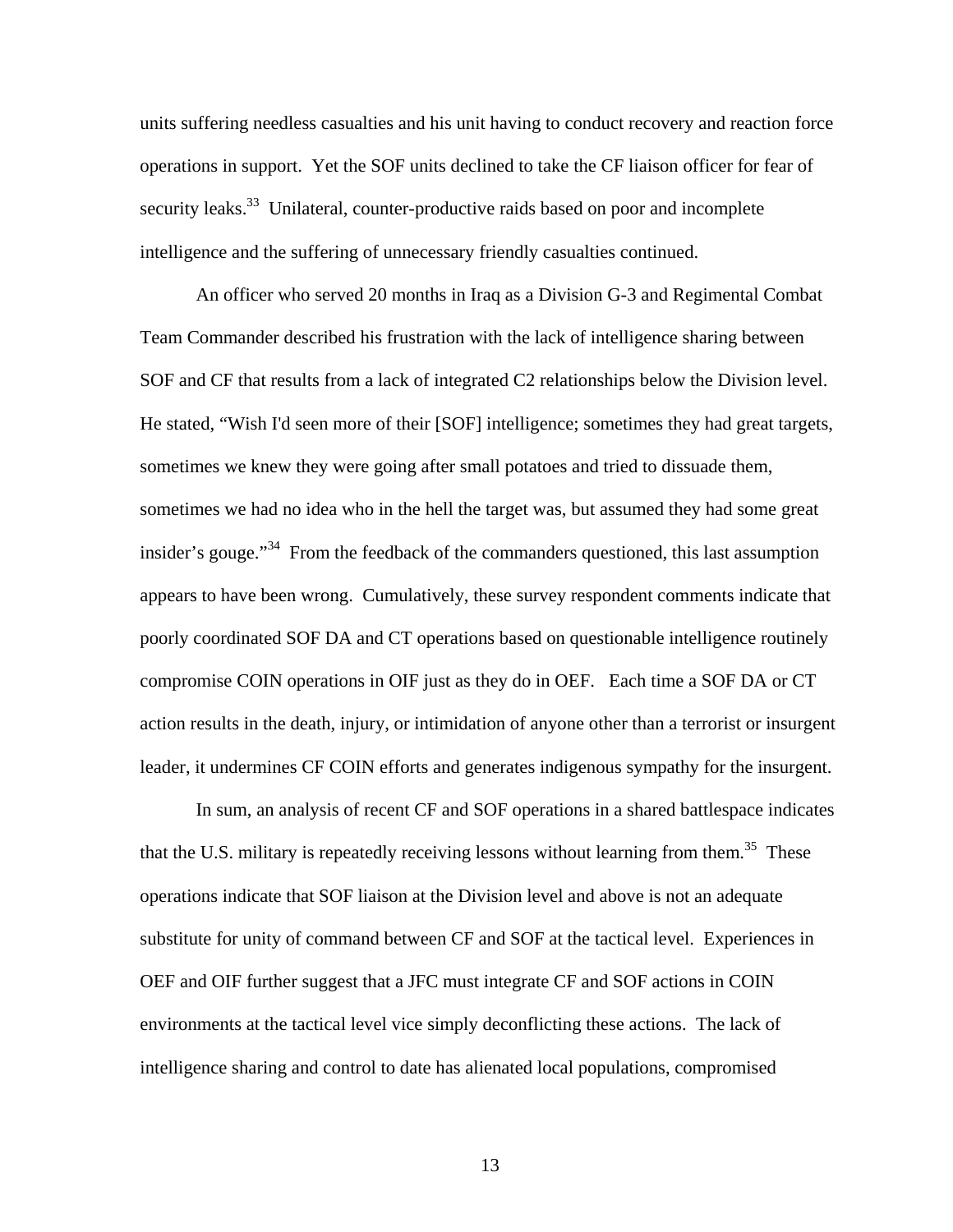units suffering needless casualties and his unit having to conduct recovery and reaction force operations in support. Yet the SOF units declined to take the CF liaison officer for fear of security leaks.[33] Unilateral, counter-productive raids based on poor and incomplete intelligence and the suffering of unnecessary friendly casualties continued.

An officer who served 20 months in Iraq as a Division G-3 and Regimental Combat Team Commander described his frustration with the lack of intelligence sharing between SOF and CF that results from a lack of integrated C2 relationships below the Division level. He stated, "Wish I'd seen more of their [SOF] intelligence; sometimes they had great targets, sometimes we knew they were going after small potatoes and tried to dissuade them, sometimes we had no idea who in the hell the target was, but assumed they had some great insider's gouge."[34] From the feedback of the commanders questioned, this last assumption appears to have been wrong. Cumulatively, these survey respondent comments indicate that poorly coordinated SOF DA and CT operations based on questionable intelligence routinely compromise COIN operations in OIF just as they do in OEF. Each time a SOF DA or CT action results in the death, injury, or intimidation of anyone other than a terrorist or insurgent leader, it undermines CF COIN efforts and generates indigenous sympathy for the insurgent.

In sum, an analysis of recent CF and SOF operations in a shared battlespace indicates that the U.S. military is repeatedly receiving lessons without learning from them.[35] These operations indicate that SOF liaison at the Division level and above is not an adequate substitute for unity of command between CF and SOF at the tactical level. Experiences in OEF and OIF further suggest that a JFC must integrate CF and SOF actions in COIN environments at the tactical level vice simply deconflicting these actions. The lack of intelligence sharing and control to date has alienated local populations, compromised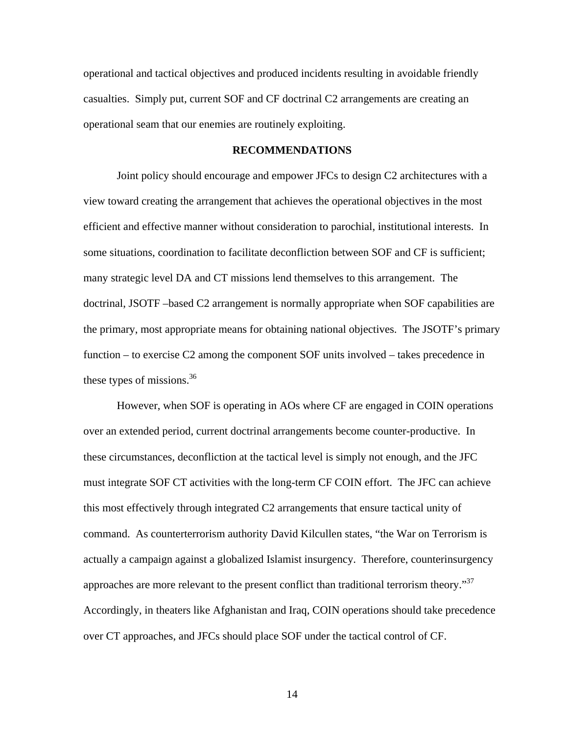operational and tactical objectives and produced incidents resulting in avoidable friendly casualties. Simply put, current SOF and CF doctrinal C2 arrangements are creating an operational seam that our enemies are routinely exploiting.

## RECOMMENDATIONS

Joint policy should encourage and empower JFCs to design C2 architectures with a view toward creating the arrangement that achieves the operational objectives in the most efficient and effective manner without consideration to parochial, institutional interests. In some situations, coordination to facilitate deconfliction between SOF and CF is sufficient; many strategic level DA and CT missions lend themselves to this arrangement. The doctrinal, JSOTF –based C2 arrangement is normally appropriate when SOF capabilities are the primary, most appropriate means for obtaining national objectives. The JSOTF's primary function – to exercise C2 among the component SOF units involved – takes precedence in these types of missions.[36]

However, when SOF is operating in AOs where CF are engaged in COIN operations over an extended period, current doctrinal arrangements become counter-productive. In these circumstances, deconfliction at the tactical level is simply not enough, and the JFC must integrate SOF CT activities with the long-term CF COIN effort. The JFC can achieve this most effectively through integrated C2 arrangements that ensure tactical unity of command. As counterterrorism authority David Kilcullen states, "the War on Terrorism is actually a campaign against a globalized Islamist insurgency. Therefore, counterinsurgency approaches are more relevant to the present conflict than traditional terrorism theory."[37] Accordingly, in theaters like Afghanistan and Iraq, COIN operations should take precedence over CT approaches, and JFCs should place SOF under the tactical control of CF.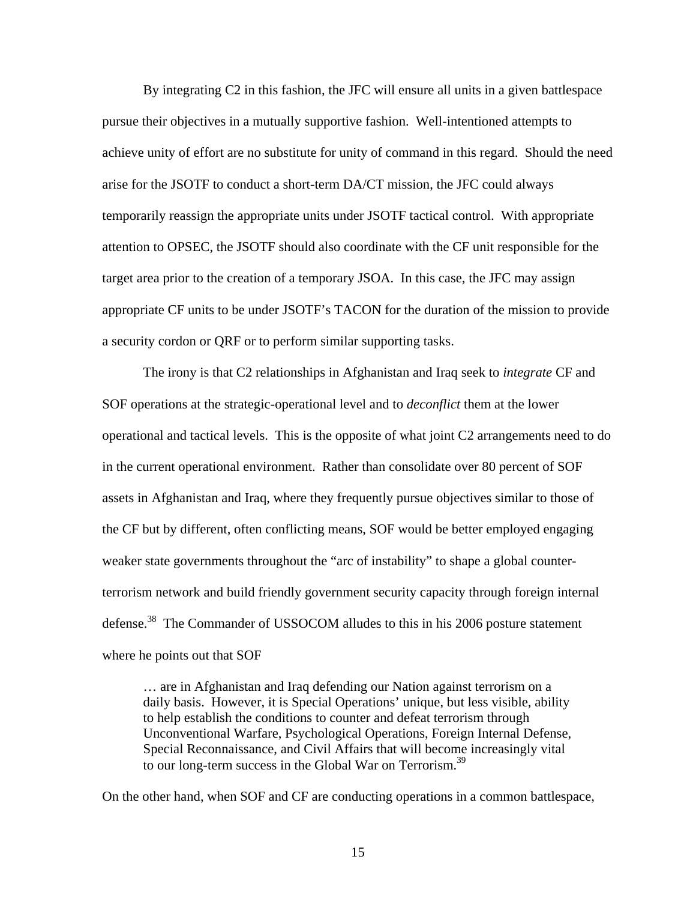By integrating C2 in this fashion, the JFC will ensure all units in a given battlespace pursue their objectives in a mutually supportive fashion. Well-intentioned attempts to achieve unity of effort are no substitute for unity of command in this regard. Should the need arise for the JSOTF to conduct a short-term DA/CT mission, the JFC could always temporarily reassign the appropriate units under JSOTF tactical control. With appropriate attention to OPSEC, the JSOTF should also coordinate with the CF unit responsible for the target area prior to the creation of a temporary JSOA. In this case, the JFC may assign appropriate CF units to be under JSOTF's TACON for the duration of the mission to provide a security cordon or QRF or to perform similar supporting tasks.

The irony is that C2 relationships in Afghanistan and Iraq seek to *integrate* CF and SOF operations at the strategic-operational level and to *deconflict* them at the lower operational and tactical levels. This is the opposite of what joint C2 arrangements need to do in the current operational environment. Rather than consolidate over 80 percent of SOF assets in Afghanistan and Iraq, where they frequently pursue objectives similar to those of the CF but by different, often conflicting means, SOF would be better employed engaging weaker state governments throughout the "arc of instability" to shape a global counter-terrorism network and build friendly government security capacity through foreign internal defense.[38] The Commander of USSOCOM alludes to this in his 2006 posture statement where he points out that SOF

> … are in Afghanistan and Iraq defending our Nation against terrorism on a daily basis. However, it is Special Operations' unique, but less visible, ability to help establish the conditions to counter and defeat terrorism through Unconventional Warfare, Psychological Operations, Foreign Internal Defense, Special Reconnaissance, and Civil Affairs that will become increasingly vital to our long-term success in the Global War on Terrorism.[39]

On the other hand, when SOF and CF are conducting operations in a common battlespace,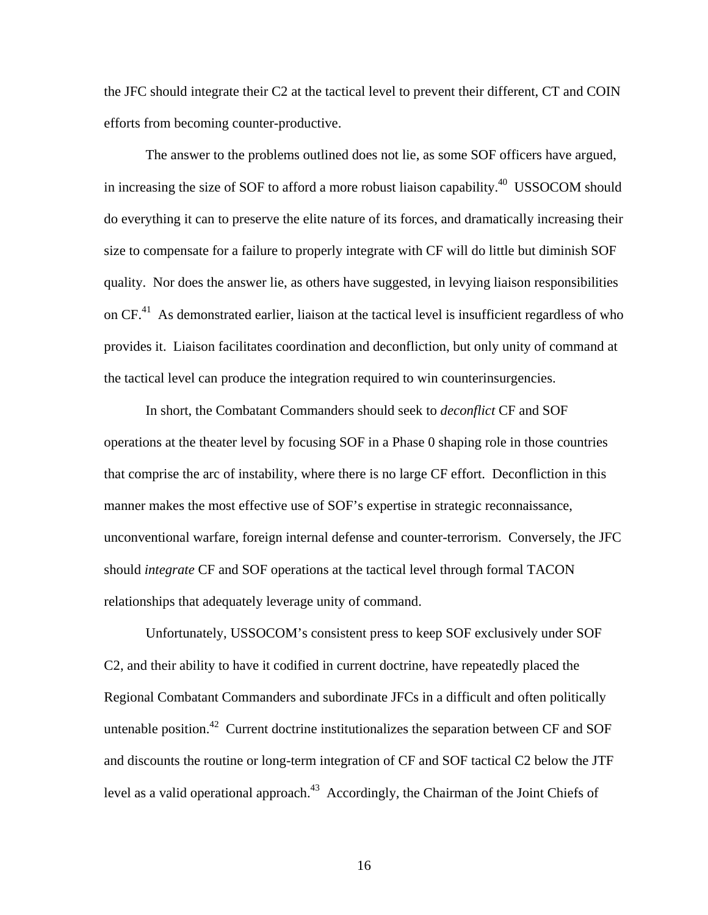the JFC should integrate their C2 at the tactical level to prevent their different, CT and COIN efforts from becoming counter-productive.

The answer to the problems outlined does not lie, as some SOF officers have argued, in increasing the size of SOF to afford a more robust liaison capability.[40] USSOCOM should do everything it can to preserve the elite nature of its forces, and dramatically increasing their size to compensate for a failure to properly integrate with CF will do little but diminish SOF quality. Nor does the answer lie, as others have suggested, in levying liaison responsibilities on CF.[41] As demonstrated earlier, liaison at the tactical level is insufficient regardless of who provides it. Liaison facilitates coordination and deconfliction, but only unity of command at the tactical level can produce the integration required to win counterinsurgencies.

In short, the Combatant Commanders should seek to *deconflict* CF and SOF operations at the theater level by focusing SOF in a Phase 0 shaping role in those countries that comprise the arc of instability, where there is no large CF effort. Deconfliction in this manner makes the most effective use of SOF's expertise in strategic reconnaissance, unconventional warfare, foreign internal defense and counter-terrorism. Conversely, the JFC should *integrate* CF and SOF operations at the tactical level through formal TACON relationships that adequately leverage unity of command.

Unfortunately, USSOCOM's consistent press to keep SOF exclusively under SOF C2, and their ability to have it codified in current doctrine, have repeatedly placed the Regional Combatant Commanders and subordinate JFCs in a difficult and often politically untenable position.[42] Current doctrine institutionalizes the separation between CF and SOF and discounts the routine or long-term integration of CF and SOF tactical C2 below the JTF level as a valid operational approach.[43] Accordingly, the Chairman of the Joint Chiefs of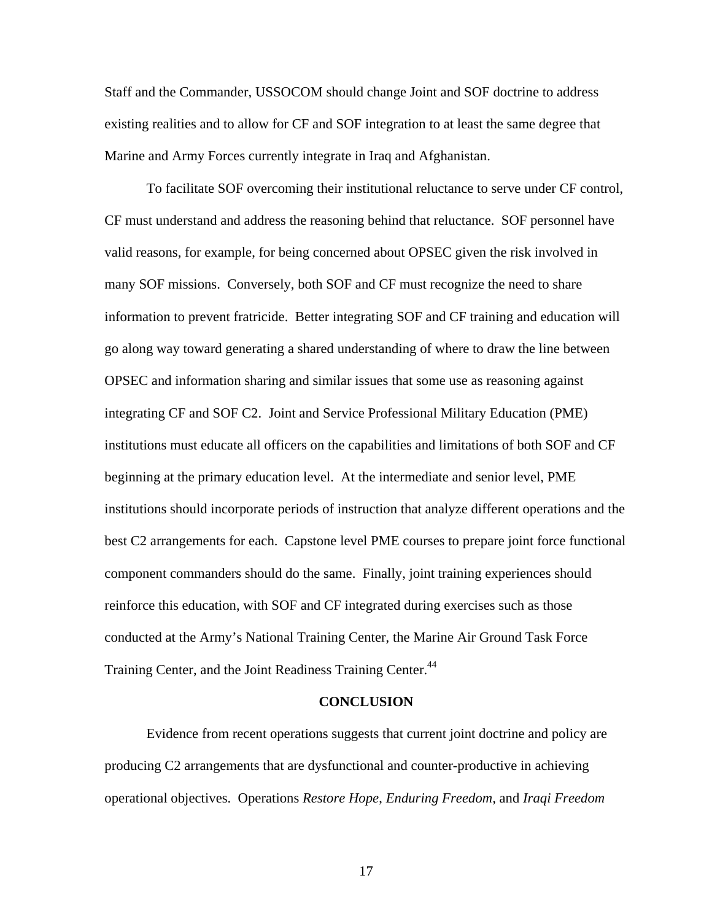Staff and the Commander, USSOCOM should change Joint and SOF doctrine to address existing realities and to allow for CF and SOF integration to at least the same degree that Marine and Army Forces currently integrate in Iraq and Afghanistan.

To facilitate SOF overcoming their institutional reluctance to serve under CF control, CF must understand and address the reasoning behind that reluctance. SOF personnel have valid reasons, for example, for being concerned about OPSEC given the risk involved in many SOF missions. Conversely, both SOF and CF must recognize the need to share information to prevent fratricide. Better integrating SOF and CF training and education will go along way toward generating a shared understanding of where to draw the line between OPSEC and information sharing and similar issues that some use as reasoning against integrating CF and SOF C2. Joint and Service Professional Military Education (PME) institutions must educate all officers on the capabilities and limitations of both SOF and CF beginning at the primary education level. At the intermediate and senior level, PME institutions should incorporate periods of instruction that analyze different operations and the best C2 arrangements for each. Capstone level PME courses to prepare joint force functional component commanders should do the same. Finally, joint training experiences should reinforce this education, with SOF and CF integrated during exercises such as those conducted at the Army's National Training Center, the Marine Air Ground Task Force Training Center, and the Joint Readiness Training Center.[44]

## CONCLUSION

Evidence from recent operations suggests that current joint doctrine and policy are producing C2 arrangements that are dysfunctional and counter-productive in achieving operational objectives. Operations *Restore Hope*, *Enduring Freedom,* and *Iraqi Freedom*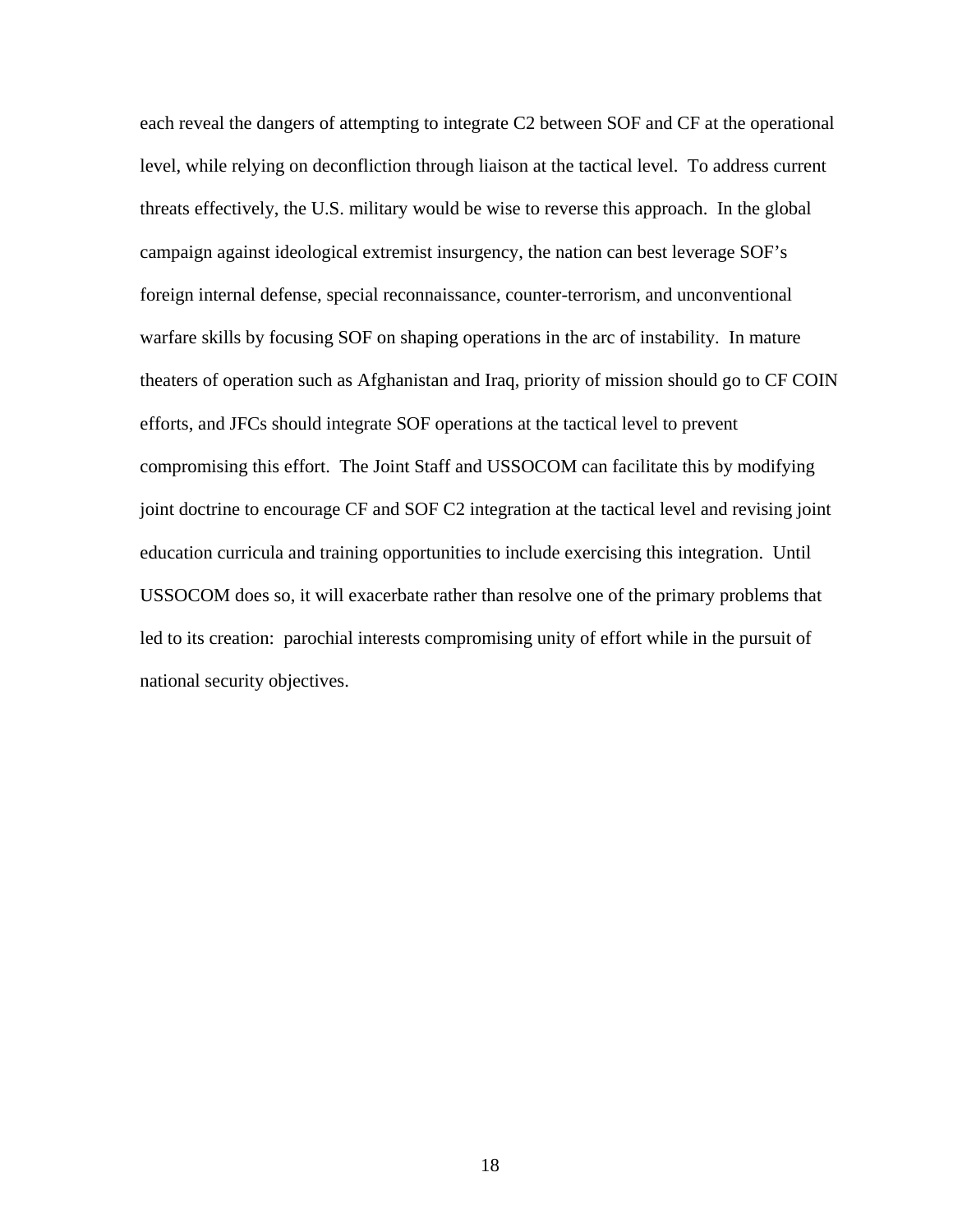each reveal the dangers of attempting to integrate C2 between SOF and CF at the operational level, while relying on deconfliction through liaison at the tactical level. To address current threats effectively, the U.S. military would be wise to reverse this approach. In the global campaign against ideological extremist insurgency, the nation can best leverage SOF's foreign internal defense, special reconnaissance, counter-terrorism, and unconventional warfare skills by focusing SOF on shaping operations in the arc of instability. In mature theaters of operation such as Afghanistan and Iraq, priority of mission should go to CF COIN efforts, and JFCs should integrate SOF operations at the tactical level to prevent compromising this effort. The Joint Staff and USSOCOM can facilitate this by modifying joint doctrine to encourage CF and SOF C2 integration at the tactical level and revising joint education curricula and training opportunities to include exercising this integration. Until USSOCOM does so, it will exacerbate rather than resolve one of the primary problems that led to its creation: parochial interests compromising unity of effort while in the pursuit of national security objectives.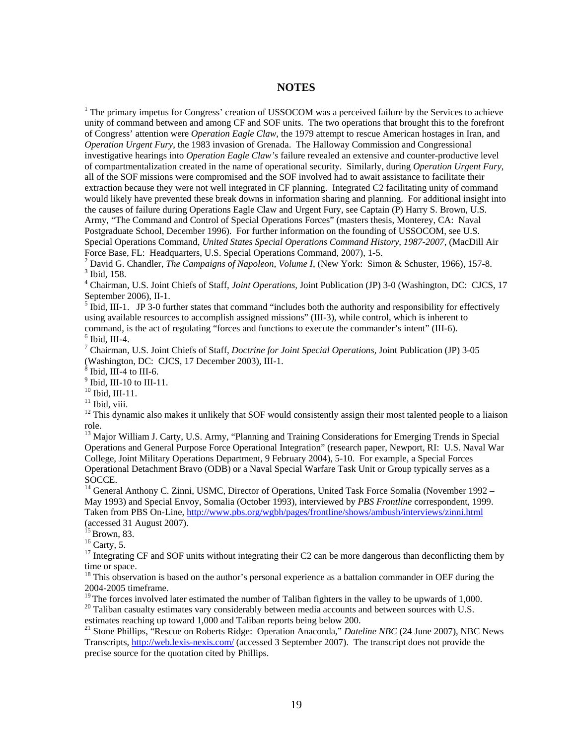## NOTES

[1] The primary impetus for Congress' creation of USSOCOM was a perceived failure by the Services to achieve unity of command between and among CF and SOF units. The two operations that brought this to the forefront of Congress' attention were *Operation Eagle Claw*, the 1979 attempt to rescue American hostages in Iran, and *Operation Urgent Fury*, the 1983 invasion of Grenada. The Halloway Commission and Congressional investigative hearings into *Operation Eagle Claw's* failure revealed an extensive and counter-productive level of compartmentalization created in the name of operational security. Similarly, during *Operation Urgent Fury*, all of the SOF missions were compromised and the SOF involved had to await assistance to facilitate their extraction because they were not well integrated in CF planning. Integrated C2 facilitating unity of command would likely have prevented these break downs in information sharing and planning. For additional insight into the causes of failure during Operations Eagle Claw and Urgent Fury, see Captain (P) Harry S. Brown, U.S. Army, "The Command and Control of Special Operations Forces" (masters thesis, Monterey, CA: Naval Postgraduate School, December 1996). For further information on the founding of USSOCOM, see U.S. Special Operations Command, *United States Special Operations Command History, 1987-2007*, (MacDill Air Force Base, FL: Headquarters, U.S. Special Operations Command, 2007), 1-5.

[2] David G. Chandler, *The Campaigns of Napoleon, Volume I*, (New York: Simon & Schuster, 1966), 157-8.

[3] Ibid, 158.

[4] Chairman, U.S. Joint Chiefs of Staff, *Joint Operations*, Joint Publication (JP) 3-0 (Washington, DC: CJCS, 17 September 2006), II-1.

[5] Ibid, III-1. JP 3-0 further states that command "includes both the authority and responsibility for effectively using available resources to accomplish assigned missions" (III-3), while control, which is inherent to command, is the act of regulating "forces and functions to execute the commander's intent" (III-6).

[6] Ibid, III-4.

[7] Chairman, U.S. Joint Chiefs of Staff, *Doctrine for Joint Special Operations*, Joint Publication (JP) 3-05 (Washington, DC: CJCS, 17 December 2003), III-1.

[8] Ibid, III-4 to III-6.

[9] Ibid, III-10 to III-11.

[10] Ibid, III-11.

[11] Ibid, viii.

[12] This dynamic also makes it unlikely that SOF would consistently assign their most talented people to a liaison role.

[13] Major William J. Carty, U.S. Army, "Planning and Training Considerations for Emerging Trends in Special Operations and General Purpose Force Operational Integration" (research paper, Newport, RI: U.S. Naval War College, Joint Military Operations Department, 9 February 2004), 5-10. For example, a Special Forces Operational Detachment Bravo (ODB) or a Naval Special Warfare Task Unit or Group typically serves as a SOCCE.

[14] General Anthony C. Zinni, USMC, Director of Operations, United Task Force Somalia (November 1992 – May 1993) and Special Envoy, Somalia (October 1993), interviewed by *PBS Frontline* correspondent, 1999. Taken from PBS On-Line, http://www.pbs.org/wgbh/pages/frontline/shows/ambush/interviews/zinni.html (accessed 31 August 2007).

[15] Brown, 83.

[16] Carty, 5.

[17] Integrating CF and SOF units without integrating their C2 can be more dangerous than deconflicting them by time or space.

[18] This observation is based on the author's personal experience as a battalion commander in OEF during the 2004-2005 timeframe.

[19] The forces involved later estimated the number of Taliban fighters in the valley to be upwards of 1,000.

[20] Taliban casualty estimates vary considerably between media accounts and between sources with U.S. estimates reaching up toward 1,000 and Taliban reports being below 200.

[21] Stone Phillips, "Rescue on Roberts Ridge: Operation Anaconda," *Dateline NBC* (24 June 2007), NBC News Transcripts, http://web.lexis-nexis.com/ (accessed 3 September 2007). The transcript does not provide the precise source for the quotation cited by Phillips.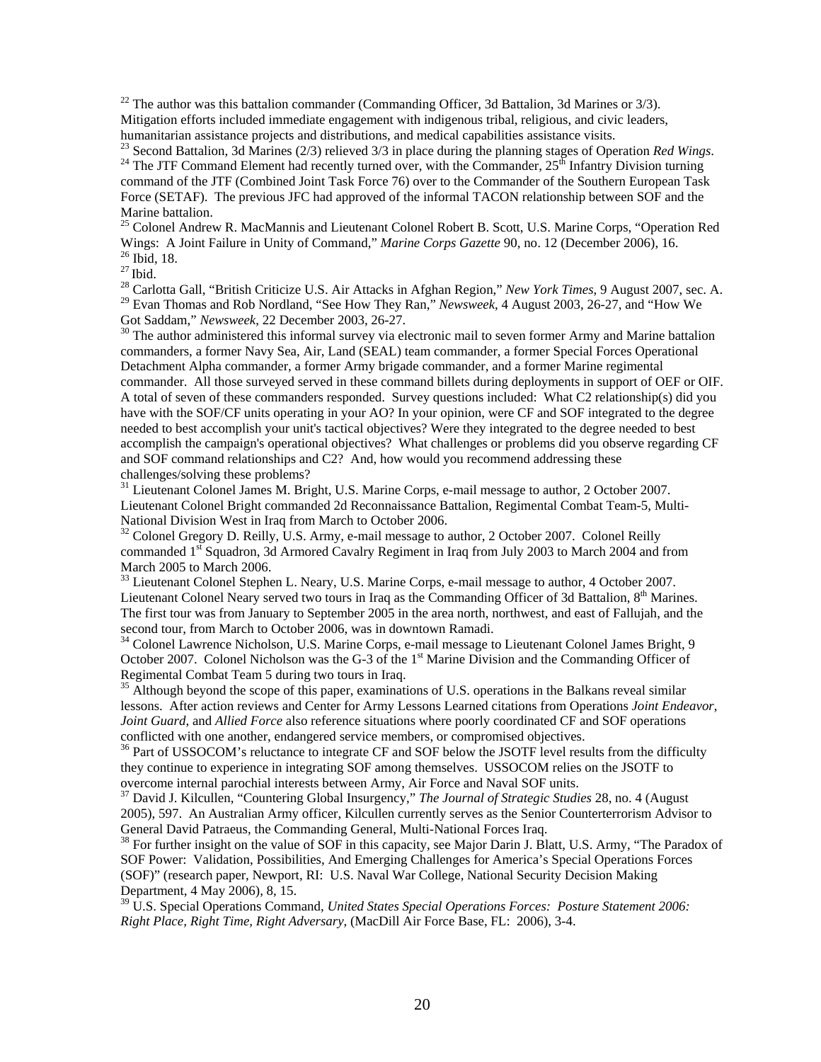[22] The author was this battalion commander (Commanding Officer, 3d Battalion, 3d Marines or 3/3). Mitigation efforts included immediate engagement with indigenous tribal, religious, and civic leaders, humanitarian assistance projects and distributions, and medical capabilities assistance visits.

[23] Second Battalion, 3d Marines (2/3) relieved 3/3 in place during the planning stages of Operation *Red Wings*.

[24] The JTF Command Element had recently turned over, with the Commander, 25th Infantry Division turning command of the JTF (Combined Joint Task Force 76) over to the Commander of the Southern European Task Force (SETAF). The previous JFC had approved of the informal TACON relationship between SOF and the Marine battalion.

[25] Colonel Andrew R. MacMannis and Lieutenant Colonel Robert B. Scott, U.S. Marine Corps, "Operation Red Wings: A Joint Failure in Unity of Command," *Marine Corps Gazette* 90, no. 12 (December 2006), 16.

[26] Ibid, 18.

[27] Ibid.

[28] Carlotta Gall, "British Criticize U.S. Air Attacks in Afghan Region," *New York Times*, 9 August 2007, sec. A.

[29] Evan Thomas and Rob Nordland, "See How They Ran," *Newsweek*, 4 August 2003, 26-27, and "How We Got Saddam," *Newsweek*, 22 December 2003, 26-27.

[30] The author administered this informal survey via electronic mail to seven former Army and Marine battalion commanders, a former Navy Sea, Air, Land (SEAL) team commander, a former Special Forces Operational Detachment Alpha commander, a former Army brigade commander, and a former Marine regimental commander. All those surveyed served in these command billets during deployments in support of OEF or OIF. A total of seven of these commanders responded. Survey questions included: What C2 relationship(s) did you have with the SOF/CF units operating in your AO? In your opinion, were CF and SOF integrated to the degree needed to best accomplish your unit's tactical objectives? Were they integrated to the degree needed to best accomplish the campaign's operational objectives? What challenges or problems did you observe regarding CF and SOF command relationships and C2? And, how would you recommend addressing these challenges/solving these problems?

[31] Lieutenant Colonel James M. Bright, U.S. Marine Corps, e-mail message to author, 2 October 2007. Lieutenant Colonel Bright commanded 2d Reconnaissance Battalion, Regimental Combat Team-5, Multi-National Division West in Iraq from March to October 2006.

[32] Colonel Gregory D. Reilly, U.S. Army, e-mail message to author, 2 October 2007. Colonel Reilly commanded 1st Squadron, 3d Armored Cavalry Regiment in Iraq from July 2003 to March 2004 and from March 2005 to March 2006.

[33] Lieutenant Colonel Stephen L. Neary, U.S. Marine Corps, e-mail message to author, 4 October 2007. Lieutenant Colonel Neary served two tours in Iraq as the Commanding Officer of 3d Battalion, 8th Marines. The first tour was from January to September 2005 in the area north, northwest, and east of Fallujah, and the second tour, from March to October 2006, was in downtown Ramadi.

[34] Colonel Lawrence Nicholson, U.S. Marine Corps, e-mail message to Lieutenant Colonel James Bright, 9 October 2007. Colonel Nicholson was the G-3 of the 1st Marine Division and the Commanding Officer of Regimental Combat Team 5 during two tours in Iraq.

[35] Although beyond the scope of this paper, examinations of U.S. operations in the Balkans reveal similar lessons. After action reviews and Center for Army Lessons Learned citations from Operations *Joint Endeavor*, *Joint Guard*, and *Allied Force* also reference situations where poorly coordinated CF and SOF operations conflicted with one another, endangered service members, or compromised objectives.

[36] Part of USSOCOM's reluctance to integrate CF and SOF below the JSOTF level results from the difficulty they continue to experience in integrating SOF among themselves. USSOCOM relies on the JSOTF to overcome internal parochial interests between Army, Air Force and Naval SOF units.

[37] David J. Kilcullen, "Countering Global Insurgency," *The Journal of Strategic Studies* 28, no. 4 (August 2005), 597. An Australian Army officer, Kilcullen currently serves as the Senior Counterterrorism Advisor to General David Patraeus, the Commanding General, Multi-National Forces Iraq.

[38] For further insight on the value of SOF in this capacity, see Major Darin J. Blatt, U.S. Army, "The Paradox of SOF Power: Validation, Possibilities, And Emerging Challenges for America's Special Operations Forces (SOF)" (research paper, Newport, RI: U.S. Naval War College, National Security Decision Making Department, 4 May 2006), 8, 15.

[39] U.S. Special Operations Command, *United States Special Operations Forces: Posture Statement 2006: Right Place, Right Time, Right Adversary*, (MacDill Air Force Base, FL: 2006), 3-4.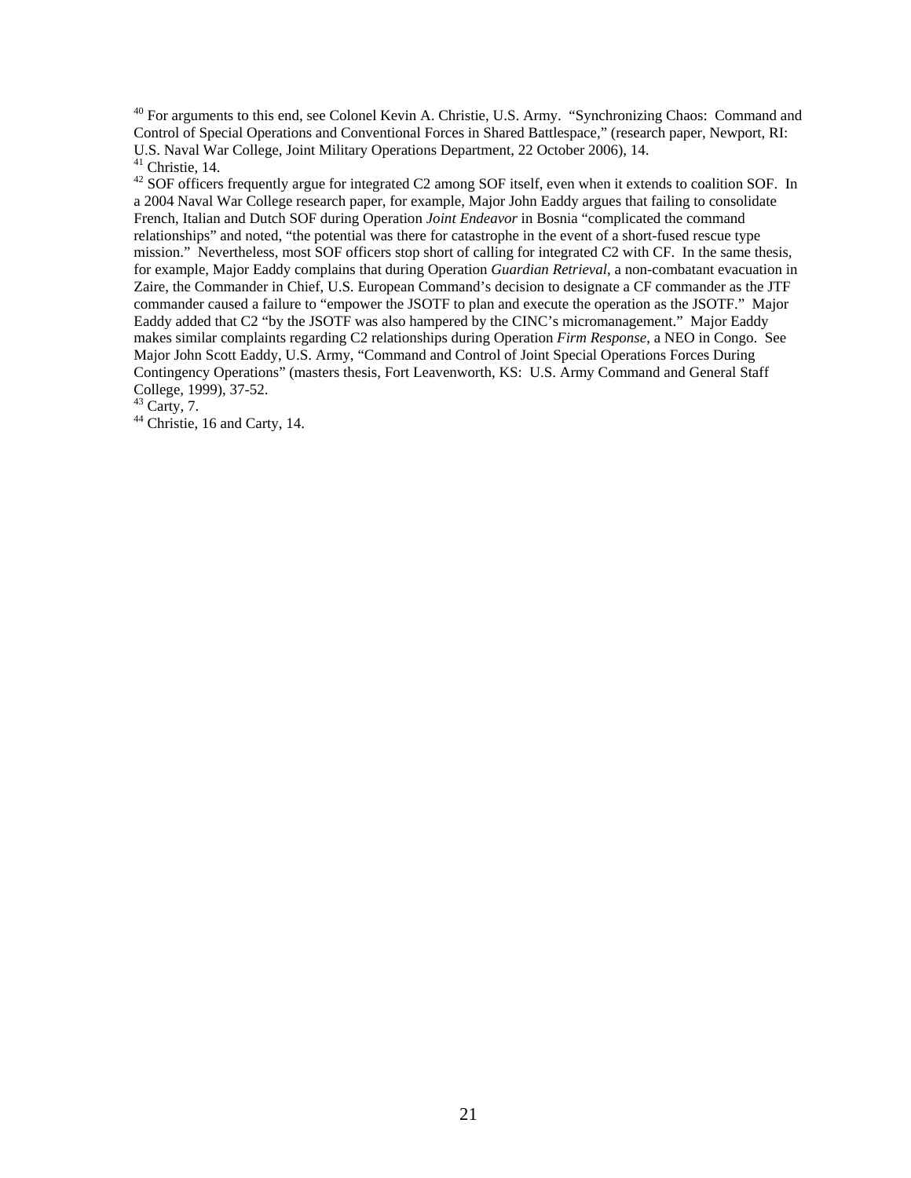[40] For arguments to this end, see Colonel Kevin A. Christie, U.S. Army. "Synchronizing Chaos: Command and Control of Special Operations and Conventional Forces in Shared Battlespace," (research paper, Newport, RI: U.S. Naval War College, Joint Military Operations Department, 22 October 2006), 14.

[41] Christie, 14.

[42] SOF officers frequently argue for integrated C2 among SOF itself, even when it extends to coalition SOF. In a 2004 Naval War College research paper, for example, Major John Eaddy argues that failing to consolidate French, Italian and Dutch SOF during Operation *Joint Endeavor* in Bosnia "complicated the command relationships" and noted, "the potential was there for catastrophe in the event of a short-fused rescue type mission." Nevertheless, most SOF officers stop short of calling for integrated C2 with CF. In the same thesis, for example, Major Eaddy complains that during Operation *Guardian Retrieval*, a non-combatant evacuation in Zaire, the Commander in Chief, U.S. European Command's decision to designate a CF commander as the JTF commander caused a failure to "empower the JSOTF to plan and execute the operation as the JSOTF." Major Eaddy added that C2 "by the JSOTF was also hampered by the CINC's micromanagement." Major Eaddy makes similar complaints regarding C2 relationships during Operation *Firm Response*, a NEO in Congo. See Major John Scott Eaddy, U.S. Army, "Command and Control of Joint Special Operations Forces During Contingency Operations" (masters thesis, Fort Leavenworth, KS: U.S. Army Command and General Staff College, 1999), 37-52.

[43] Carty, 7.

[44] Christie, 16 and Carty, 14.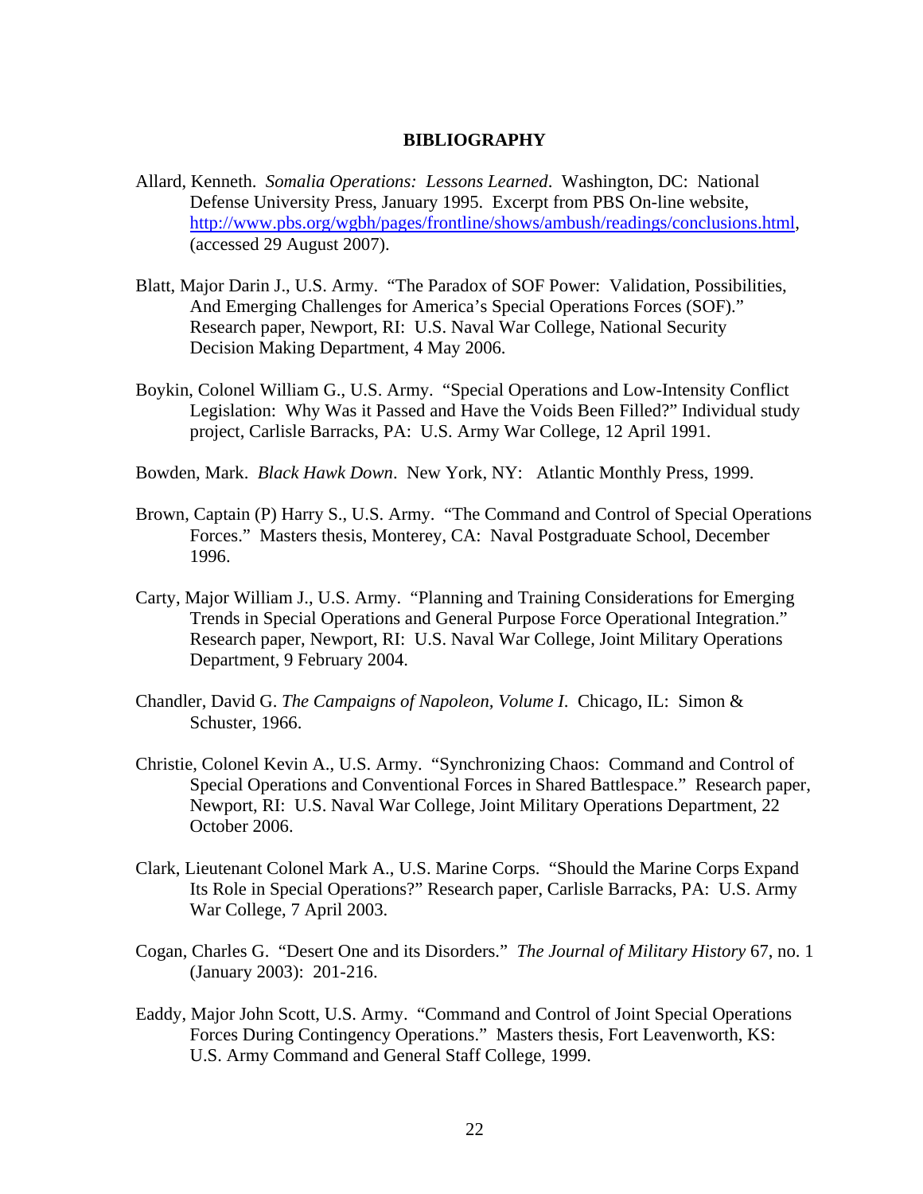# BIBLIOGRAPHY

Allard, Kenneth. *Somalia Operations: Lessons Learned*. Washington, DC: National Defense University Press, January 1995. Excerpt from PBS On-line website, http://www.pbs.org/wgbh/pages/frontline/shows/ambush/readings/conclusions.html, (accessed 29 August 2007).

Blatt, Major Darin J., U.S. Army. "The Paradox of SOF Power: Validation, Possibilities, And Emerging Challenges for America's Special Operations Forces (SOF)." Research paper, Newport, RI: U.S. Naval War College, National Security Decision Making Department, 4 May 2006.

Boykin, Colonel William G., U.S. Army. "Special Operations and Low-Intensity Conflict Legislation: Why Was it Passed and Have the Voids Been Filled?" Individual study project, Carlisle Barracks, PA: U.S. Army War College, 12 April 1991.

Bowden, Mark. *Black Hawk Down*. New York, NY: Atlantic Monthly Press, 1999.

Brown, Captain (P) Harry S., U.S. Army. "The Command and Control of Special Operations Forces." Masters thesis, Monterey, CA: Naval Postgraduate School, December 1996.

Carty, Major William J., U.S. Army. "Planning and Training Considerations for Emerging Trends in Special Operations and General Purpose Force Operational Integration." Research paper, Newport, RI: U.S. Naval War College, Joint Military Operations Department, 9 February 2004.

Chandler, David G. *The Campaigns of Napoleon, Volume I*. Chicago, IL: Simon & Schuster, 1966.

Christie, Colonel Kevin A., U.S. Army. "Synchronizing Chaos: Command and Control of Special Operations and Conventional Forces in Shared Battlespace." Research paper, Newport, RI: U.S. Naval War College, Joint Military Operations Department, 22 October 2006.

Clark, Lieutenant Colonel Mark A., U.S. Marine Corps. "Should the Marine Corps Expand Its Role in Special Operations?" Research paper, Carlisle Barracks, PA: U.S. Army War College, 7 April 2003.

Cogan, Charles G. "Desert One and its Disorders." *The Journal of Military History* 67, no. 1 (January 2003): 201-216.

Eaddy, Major John Scott, U.S. Army. "Command and Control of Joint Special Operations Forces During Contingency Operations." Masters thesis, Fort Leavenworth, KS: U.S. Army Command and General Staff College, 1999.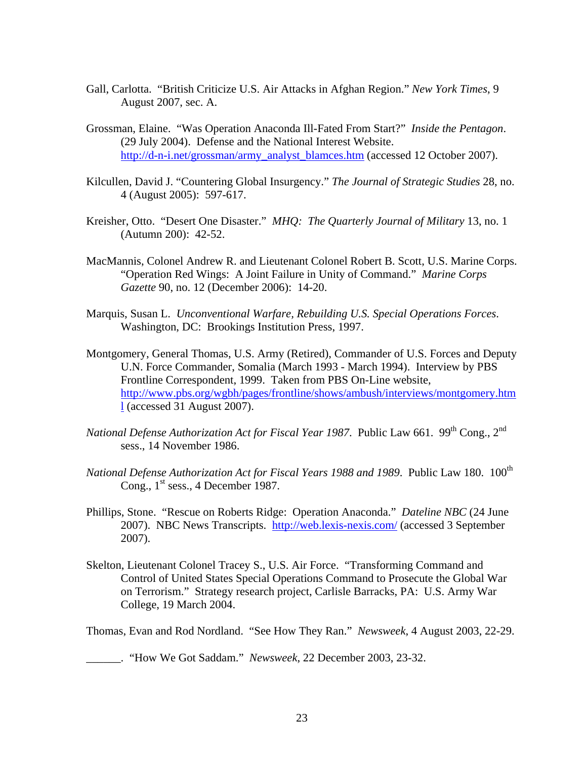Gall, Carlotta. "British Criticize U.S. Air Attacks in Afghan Region." *New York Times*, 9 August 2007, sec. A.

Grossman, Elaine. "Was Operation Anaconda Ill-Fated From Start?" *Inside the Pentagon*. (29 July 2004). Defense and the National Interest Website. http://d-n-i.net/grossman/army_analyst_blamces.htm (accessed 12 October 2007).

Kilcullen, David J. "Countering Global Insurgency." *The Journal of Strategic Studies* 28, no. 4 (August 2005): 597-617.

Kreisher, Otto. "Desert One Disaster." *MHQ: The Quarterly Journal of Military* 13, no. 1 (Autumn 200): 42-52.

MacMannis, Colonel Andrew R. and Lieutenant Colonel Robert B. Scott, U.S. Marine Corps. "Operation Red Wings: A Joint Failure in Unity of Command." *Marine Corps Gazette* 90, no. 12 (December 2006): 14-20.

Marquis, Susan L. *Unconventional Warfare, Rebuilding U.S. Special Operations Forces*. Washington, DC: Brookings Institution Press, 1997.

Montgomery, General Thomas, U.S. Army (Retired), Commander of U.S. Forces and Deputy U.N. Force Commander, Somalia (March 1993 - March 1994). Interview by PBS Frontline Correspondent, 1999. Taken from PBS On-Line website, http://www.pbs.org/wgbh/pages/frontline/shows/ambush/interviews/montgomery.html (accessed 31 August 2007).

*National Defense Authorization Act for Fiscal Year 1987*. Public Law 661. 99th Cong., 2nd sess., 14 November 1986.

*National Defense Authorization Act for Fiscal Years 1988 and 1989*. Public Law 180. 100th Cong., 1st sess., 4 December 1987.

Phillips, Stone. "Rescue on Roberts Ridge: Operation Anaconda." *Dateline NBC* (24 June 2007). NBC News Transcripts. http://web.lexis-nexis.com/ (accessed 3 September 2007).

Skelton, Lieutenant Colonel Tracey S., U.S. Air Force. "Transforming Command and Control of United States Special Operations Command to Prosecute the Global War on Terrorism." Strategy research project, Carlisle Barracks, PA: U.S. Army War College, 19 March 2004.

Thomas, Evan and Rod Nordland. "See How They Ran." *Newsweek*, 4 August 2003, 22-29.

______. "How We Got Saddam." *Newsweek*, 22 December 2003, 23-32.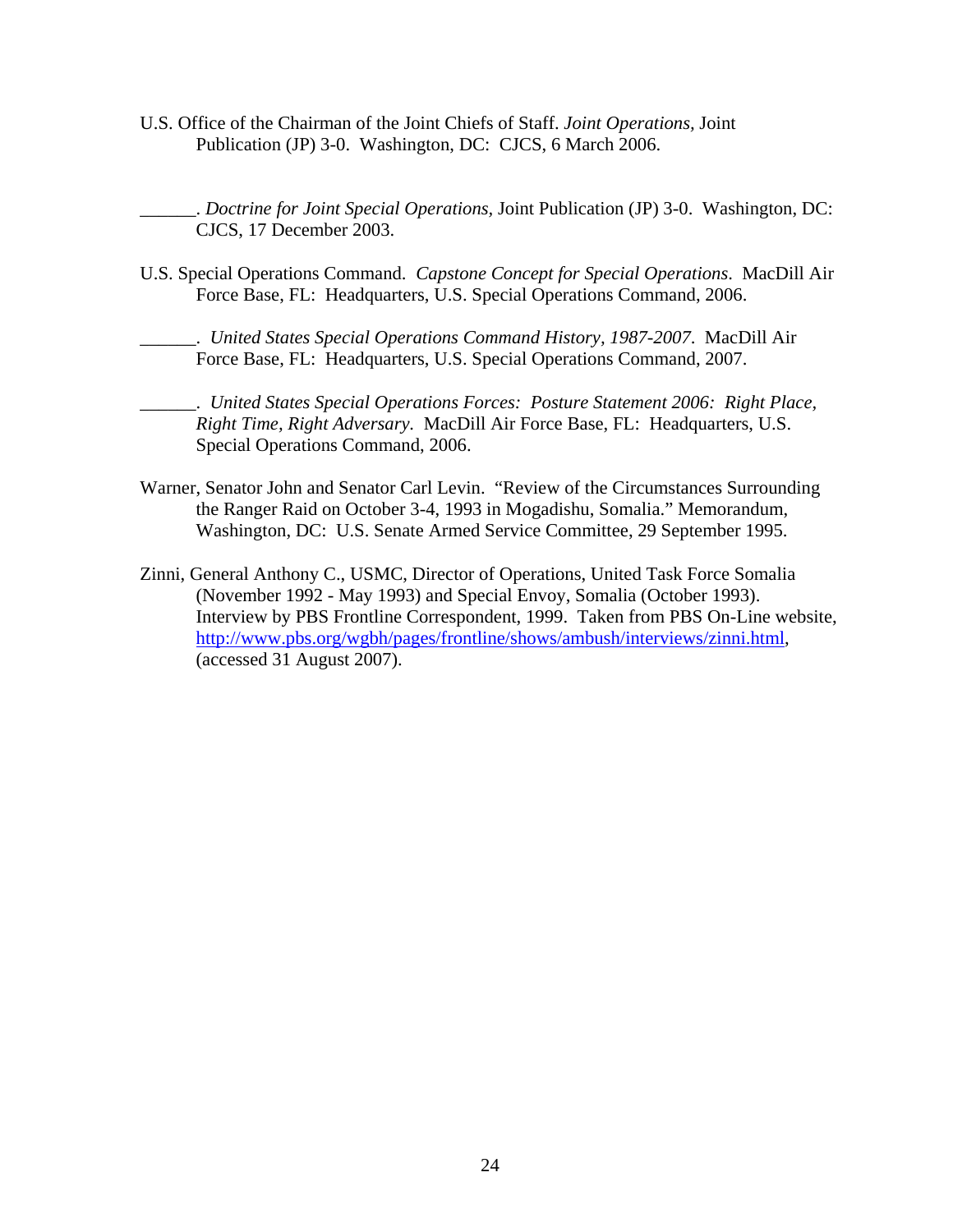U.S. Office of the Chairman of the Joint Chiefs of Staff. *Joint Operations*, Joint Publication (JP) 3-0. Washington, DC: CJCS, 6 March 2006.

______. *Doctrine for Joint Special Operations*, Joint Publication (JP) 3-0. Washington, DC: CJCS, 17 December 2003.

U.S. Special Operations Command. *Capstone Concept for Special Operations*. MacDill Air Force Base, FL: Headquarters, U.S. Special Operations Command, 2006.

______. *United States Special Operations Command History, 1987-2007*. MacDill Air Force Base, FL: Headquarters, U.S. Special Operations Command, 2007.

______. *United States Special Operations Forces: Posture Statement 2006: Right Place, Right Time, Right Adversary*. MacDill Air Force Base, FL: Headquarters, U.S. Special Operations Command, 2006.

Warner, Senator John and Senator Carl Levin. "Review of the Circumstances Surrounding the Ranger Raid on October 3-4, 1993 in Mogadishu, Somalia." Memorandum, Washington, DC: U.S. Senate Armed Service Committee, 29 September 1995.

Zinni, General Anthony C., USMC, Director of Operations, United Task Force Somalia (November 1992 - May 1993) and Special Envoy, Somalia (October 1993). Interview by PBS Frontline Correspondent, 1999. Taken from PBS On-Line website, http://www.pbs.org/wgbh/pages/frontline/shows/ambush/interviews/zinni.html, (accessed 31 August 2007).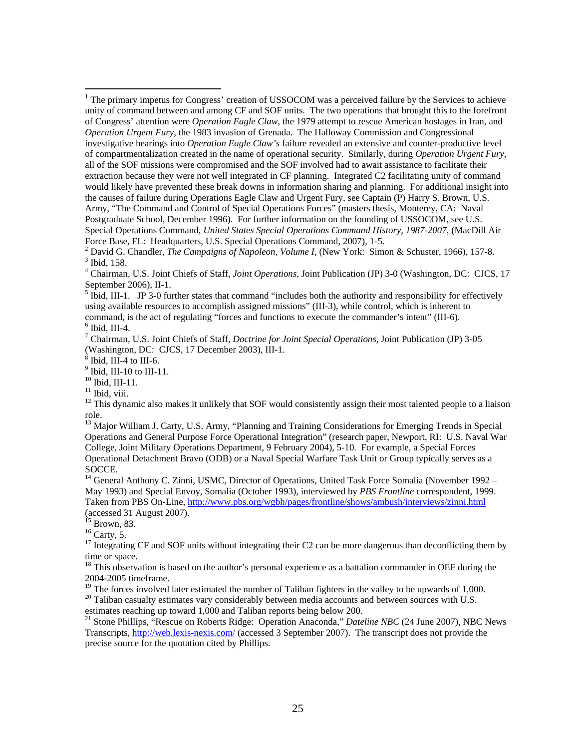[1] The primary impetus for Congress' creation of USSOCOM was a perceived failure by the Services to achieve unity of command between and among CF and SOF units. The two operations that brought this to the forefront of Congress' attention were *Operation Eagle Claw*, the 1979 attempt to rescue American hostages in Iran, and *Operation Urgent Fury*, the 1983 invasion of Grenada. The Halloway Commission and Congressional investigative hearings into *Operation Eagle Claw's* failure revealed an extensive and counter-productive level of compartmentalization created in the name of operational security. Similarly, during *Operation Urgent Fury*, all of the SOF missions were compromised and the SOF involved had to await assistance to facilitate their extraction because they were not well integrated in CF planning. Integrated C2 facilitating unity of command would likely have prevented these break downs in information sharing and planning. For additional insight into the causes of failure during Operations Eagle Claw and Urgent Fury, see Captain (P) Harry S. Brown, U.S. Army, "The Command and Control of Special Operations Forces" (masters thesis, Monterey, CA: Naval Postgraduate School, December 1996). For further information on the founding of USSOCOM, see U.S. Special Operations Command, *United States Special Operations Command History, 1987-2007*, (MacDill Air Force Base, FL: Headquarters, U.S. Special Operations Command, 2007), 1-5.

[2] David G. Chandler, *The Campaigns of Napoleon, Volume I*, (New York: Simon & Schuster, 1966), 157-8.

[3] Ibid, 158.

[4] Chairman, U.S. Joint Chiefs of Staff, *Joint Operations*, Joint Publication (JP) 3-0 (Washington, DC: CJCS, 17 September 2006), II-1.

[5] Ibid, III-1. JP 3-0 further states that command "includes both the authority and responsibility for effectively using available resources to accomplish assigned missions" (III-3), while control, which is inherent to command, is the act of regulating "forces and functions to execute the commander's intent" (III-6).

[6] Ibid, III-4.

[7] Chairman, U.S. Joint Chiefs of Staff, *Doctrine for Joint Special Operations*, Joint Publication (JP) 3-05 (Washington, DC: CJCS, 17 December 2003), III-1.

[8] Ibid, III-4 to III-6.

[9] Ibid, III-10 to III-11.

[10] Ibid, III-11.

[11] Ibid, viii.

[12] This dynamic also makes it unlikely that SOF would consistently assign their most talented people to a liaison role.

[13] Major William J. Carty, U.S. Army, "Planning and Training Considerations for Emerging Trends in Special Operations and General Purpose Force Operational Integration" (research paper, Newport, RI: U.S. Naval War College, Joint Military Operations Department, 9 February 2004), 5-10. For example, a Special Forces Operational Detachment Bravo (ODB) or a Naval Special Warfare Task Unit or Group typically serves as a SOCCE.

[14] General Anthony C. Zinni, USMC, Director of Operations, United Task Force Somalia (November 1992 – May 1993) and Special Envoy, Somalia (October 1993), interviewed by *PBS Frontline* correspondent, 1999. Taken from PBS On-Line, http://www.pbs.org/wgbh/pages/frontline/shows/ambush/interviews/zinni.html (accessed 31 August 2007).

[15] Brown, 83.

[16] Carty, 5.

[17] Integrating CF and SOF units without integrating their C2 can be more dangerous than deconflicting them by time or space.

[18] This observation is based on the author's personal experience as a battalion commander in OEF during the 2004-2005 timeframe.

[19] The forces involved later estimated the number of Taliban fighters in the valley to be upwards of 1,000.

[20] Taliban casualty estimates vary considerably between media accounts and between sources with U.S. estimates reaching up toward 1,000 and Taliban reports being below 200.

[21] Stone Phillips, "Rescue on Roberts Ridge: Operation Anaconda," *Dateline NBC* (24 June 2007), NBC News Transcripts, http://web.lexis-nexis.com/ (accessed 3 September 2007). The transcript does not provide the precise source for the quotation cited by Phillips.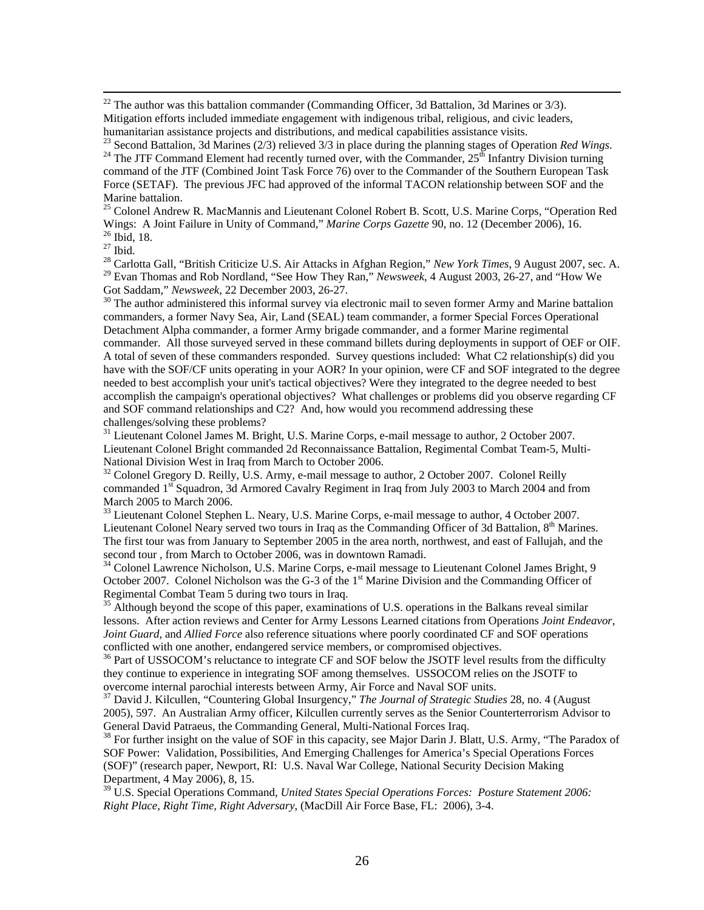[22] The author was this battalion commander (Commanding Officer, 3d Battalion, 3d Marines or 3/3). Mitigation efforts included immediate engagement with indigenous tribal, religious, and civic leaders, humanitarian assistance projects and distributions, and medical capabilities assistance visits.

[23] Second Battalion, 3d Marines (2/3) relieved 3/3 in place during the planning stages of Operation *Red Wings*.

[24] The JTF Command Element had recently turned over, with the Commander, 25th Infantry Division turning command of the JTF (Combined Joint Task Force 76) over to the Commander of the Southern European Task Force (SETAF). The previous JFC had approved of the informal TACON relationship between SOF and the Marine battalion.

[25] Colonel Andrew R. MacMannis and Lieutenant Colonel Robert B. Scott, U.S. Marine Corps, "Operation Red Wings: A Joint Failure in Unity of Command," *Marine Corps Gazette* 90, no. 12 (December 2006), 16.

[26] Ibid, 18.

[27] Ibid.

[28] Carlotta Gall, "British Criticize U.S. Air Attacks in Afghan Region," *New York Times*, 9 August 2007, sec. A.

[29] Evan Thomas and Rob Nordland, "See How They Ran," *Newsweek*, 4 August 2003, 26-27, and "How We Got Saddam," *Newsweek*, 22 December 2003, 26-27.

[30] The author administered this informal survey via electronic mail to seven former Army and Marine battalion commanders, a former Navy Sea, Air, Land (SEAL) team commander, a former Special Forces Operational Detachment Alpha commander, a former Army brigade commander, and a former Marine regimental commander. All those surveyed served in these command billets during deployments in support of OEF or OIF. A total of seven of these commanders responded. Survey questions included: What C2 relationship(s) did you have with the SOF/CF units operating in your AOR? In your opinion, were CF and SOF integrated to the degree needed to best accomplish your unit's tactical objectives? Were they integrated to the degree needed to best accomplish the campaign's operational objectives? What challenges or problems did you observe regarding CF and SOF command relationships and C2? And, how would you recommend addressing these challenges/solving these problems?

[31] Lieutenant Colonel James M. Bright, U.S. Marine Corps, e-mail message to author, 2 October 2007. Lieutenant Colonel Bright commanded 2d Reconnaissance Battalion, Regimental Combat Team-5, Multi-National Division West in Iraq from March to October 2006.

[32] Colonel Gregory D. Reilly, U.S. Army, e-mail message to author, 2 October 2007. Colonel Reilly commanded 1st Squadron, 3d Armored Cavalry Regiment in Iraq from July 2003 to March 2004 and from March 2005 to March 2006.

[33] Lieutenant Colonel Stephen L. Neary, U.S. Marine Corps, e-mail message to author, 4 October 2007. Lieutenant Colonel Neary served two tours in Iraq as the Commanding Officer of 3d Battalion, 8th Marines. The first tour was from January to September 2005 in the area north, northwest, and east of Fallujah, and the second tour , from March to October 2006, was in downtown Ramadi.

[34] Colonel Lawrence Nicholson, U.S. Marine Corps, e-mail message to Lieutenant Colonel James Bright, 9 October 2007. Colonel Nicholson was the G-3 of the 1st Marine Division and the Commanding Officer of Regimental Combat Team 5 during two tours in Iraq.

[35] Although beyond the scope of this paper, examinations of U.S. operations in the Balkans reveal similar lessons. After action reviews and Center for Army Lessons Learned citations from Operations *Joint Endeavor*, *Joint Guard*, and *Allied Force* also reference situations where poorly coordinated CF and SOF operations conflicted with one another, endangered service members, or compromised objectives.

[36] Part of USSOCOM's reluctance to integrate CF and SOF below the JSOTF level results from the difficulty they continue to experience in integrating SOF among themselves. USSOCOM relies on the JSOTF to overcome internal parochial interests between Army, Air Force and Naval SOF units.

[37] David J. Kilcullen, "Countering Global Insurgency," *The Journal of Strategic Studies* 28, no. 4 (August 2005), 597. An Australian Army officer, Kilcullen currently serves as the Senior Counterterrorism Advisor to General David Patraeus, the Commanding General, Multi-National Forces Iraq.

[38] For further insight on the value of SOF in this capacity, see Major Darin J. Blatt, U.S. Army, "The Paradox of SOF Power: Validation, Possibilities, And Emerging Challenges for America's Special Operations Forces (SOF)" (research paper, Newport, RI: U.S. Naval War College, National Security Decision Making Department, 4 May 2006), 8, 15.

[39] U.S. Special Operations Command, *United States Special Operations Forces: Posture Statement 2006: Right Place, Right Time, Right Adversary*, (MacDill Air Force Base, FL: 2006), 3-4.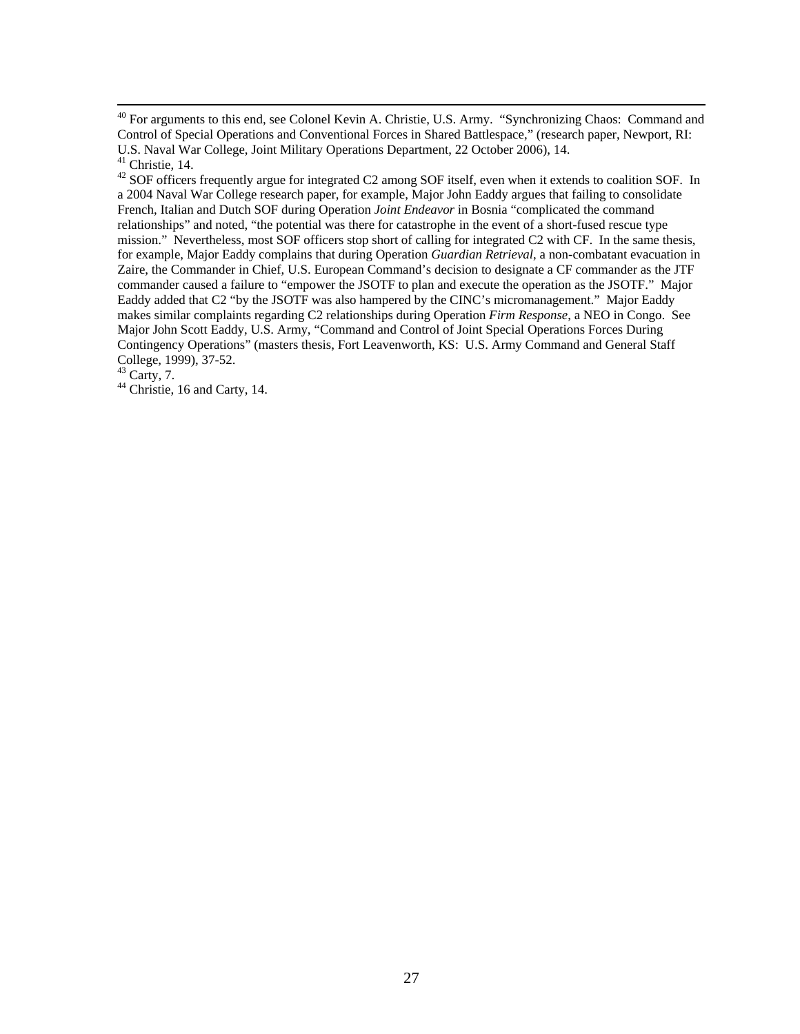[40] For arguments to this end, see Colonel Kevin A. Christie, U.S. Army. "Synchronizing Chaos: Command and Control of Special Operations and Conventional Forces in Shared Battlespace," (research paper, Newport, RI: U.S. Naval War College, Joint Military Operations Department, 22 October 2006), 14.

[41] Christie, 14.

[42] SOF officers frequently argue for integrated C2 among SOF itself, even when it extends to coalition SOF. In a 2004 Naval War College research paper, for example, Major John Eaddy argues that failing to consolidate French, Italian and Dutch SOF during Operation *Joint Endeavor* in Bosnia "complicated the command relationships" and noted, "the potential was there for catastrophe in the event of a short-fused rescue type mission." Nevertheless, most SOF officers stop short of calling for integrated C2 with CF. In the same thesis, for example, Major Eaddy complains that during Operation *Guardian Retrieval*, a non-combatant evacuation in Zaire, the Commander in Chief, U.S. European Command's decision to designate a CF commander as the JTF commander caused a failure to "empower the JSOTF to plan and execute the operation as the JSOTF." Major Eaddy added that C2 "by the JSOTF was also hampered by the CINC's micromanagement." Major Eaddy makes similar complaints regarding C2 relationships during Operation *Firm Response*, a NEO in Congo. See Major John Scott Eaddy, U.S. Army, "Command and Control of Joint Special Operations Forces During Contingency Operations" (masters thesis, Fort Leavenworth, KS: U.S. Army Command and General Staff College, 1999), 37-52.

[43] Carty, 7.

[44] Christie, 16 and Carty, 14.